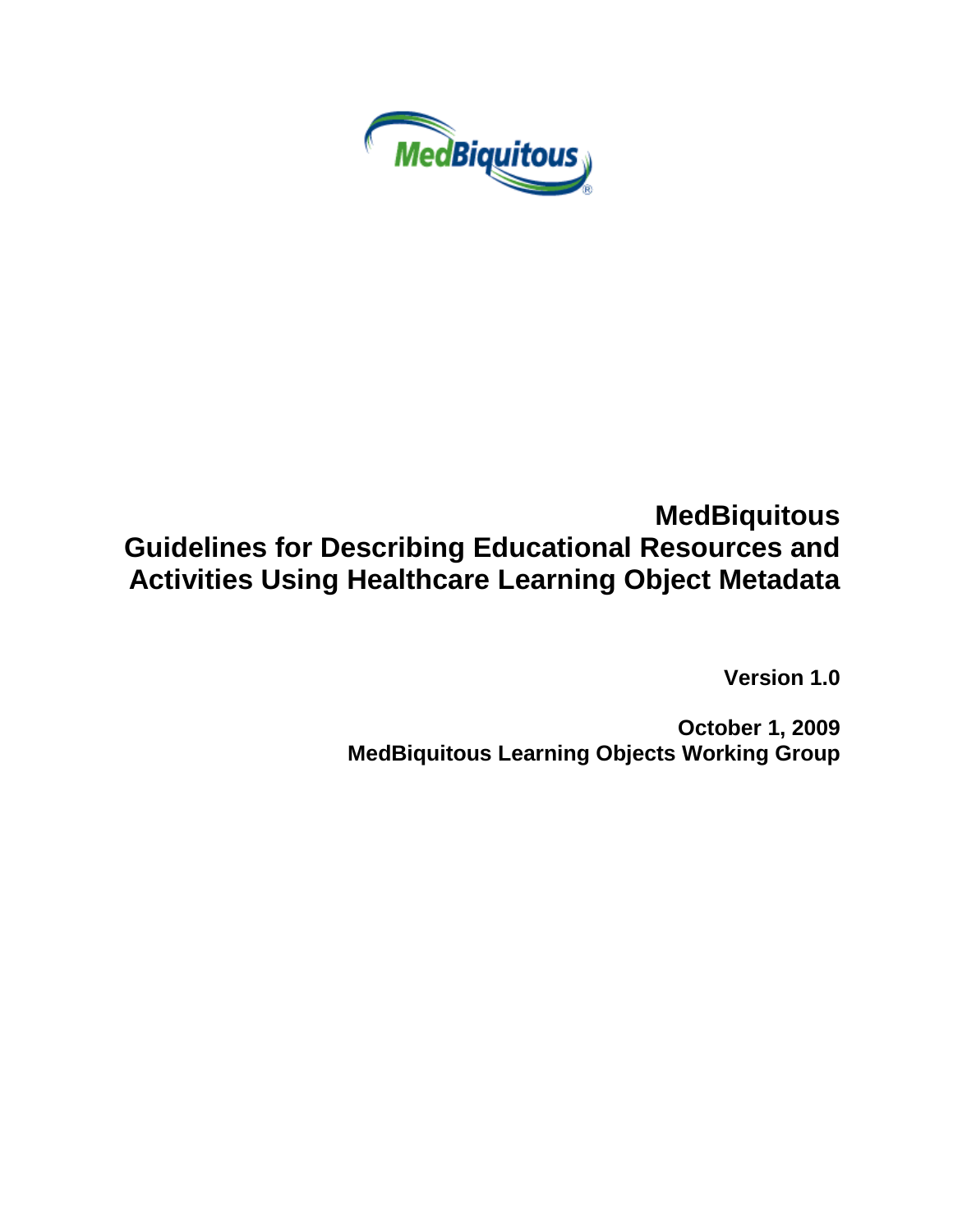# MedBiquitous Guidelines for Describing Educational Resources and Activities Using Healthcare Learning Object Metadata

**Version 1.0**

**October 1, 2009**
**MedBiquitous Learning Objects Working Group**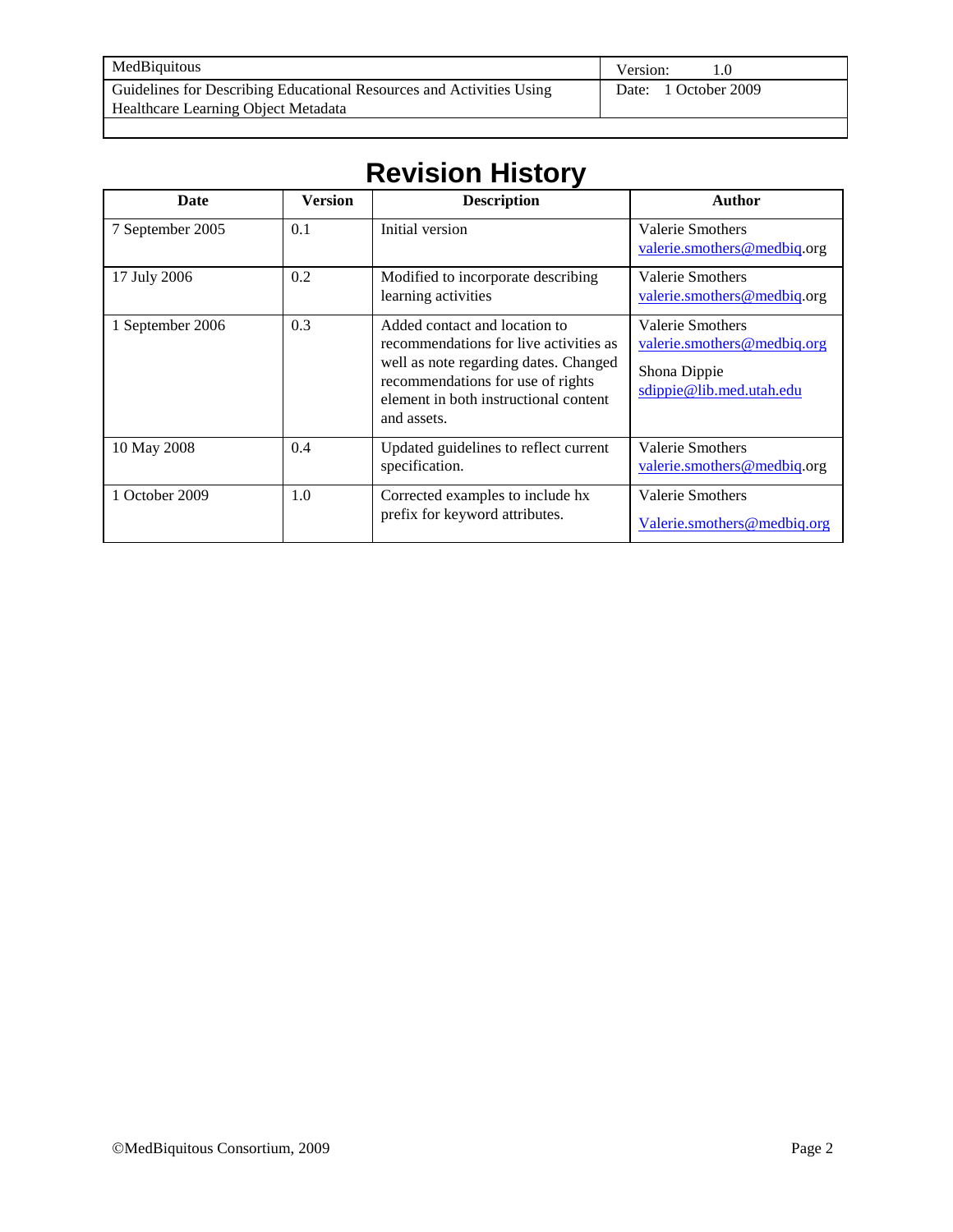# Revision History

| Date | Version | Description | Author |
|---|---|---|---|
| 7 September 2005 | 0.1 | Initial version | Valerie Smothers valerie.smothers@medbiq.org |
| 17 July 2006 | 0.2 | Modified to incorporate describing learning activities | Valerie Smothers valerie.smothers@medbiq.org |
| 1 September 2006 | 0.3 | Added contact and location to recommendations for live activities as well as note regarding dates. Changed recommendations for use of rights element in both instructional content and assets. | Valerie Smothers valerie.smothers@medbiq.org Shona Dippie sdippie@lib.med.utah.edu |
| 10 May 2008 | 0.4 | Updated guidelines to reflect current specification. | Valerie Smothers valerie.smothers@medbiq.org |
| 1 October 2009 | 1.0 | Corrected examples to include hx prefix for keyword attributes. | Valerie Smothers Valerie.smothers@medbiq.org |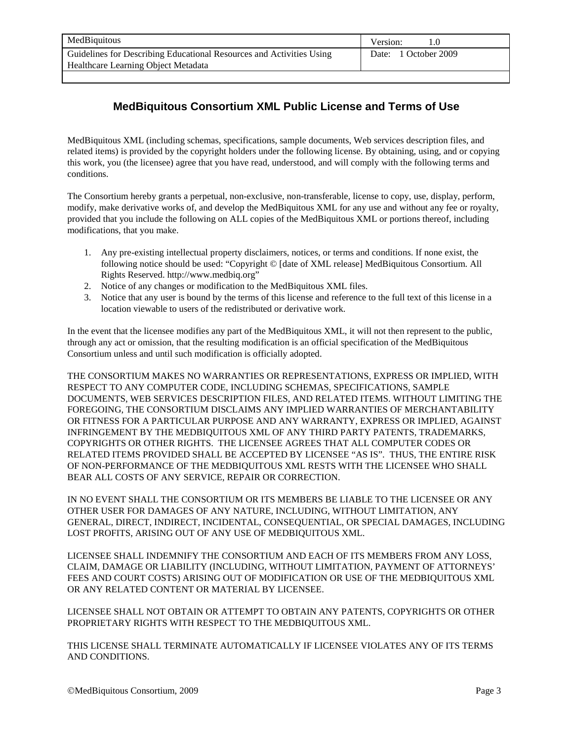## MedBiquitous Consortium XML Public License and Terms of Use

MedBiquitous XML (including schemas, specifications, sample documents, Web services description files, and related items) is provided by the copyright holders under the following license. By obtaining, using, and or copying this work, you (the licensee) agree that you have read, understood, and will comply with the following terms and conditions.

The Consortium hereby grants a perpetual, non-exclusive, non-transferable, license to copy, use, display, perform, modify, make derivative works of, and develop the MedBiquitous XML for any use and without any fee or royalty, provided that you include the following on ALL copies of the MedBiquitous XML or portions thereof, including modifications, that you make.

1. Any pre-existing intellectual property disclaimers, notices, or terms and conditions. If none exist, the following notice should be used: "Copyright © [date of XML release] MedBiquitous Consortium. All Rights Reserved. http://www.medbiq.org"
2. Notice of any changes or modification to the MedBiquitous XML files.
3. Notice that any user is bound by the terms of this license and reference to the full text of this license in a location viewable to users of the redistributed or derivative work.

In the event that the licensee modifies any part of the MedBiquitous XML, it will not then represent to the public, through any act or omission, that the resulting modification is an official specification of the MedBiquitous Consortium unless and until such modification is officially adopted.

THE CONSORTIUM MAKES NO WARRANTIES OR REPRESENTATIONS, EXPRESS OR IMPLIED, WITH RESPECT TO ANY COMPUTER CODE, INCLUDING SCHEMAS, SPECIFICATIONS, SAMPLE DOCUMENTS, WEB SERVICES DESCRIPTION FILES, AND RELATED ITEMS. WITHOUT LIMITING THE FOREGOING, THE CONSORTIUM DISCLAIMS ANY IMPLIED WARRANTIES OF MERCHANTABILITY OR FITNESS FOR A PARTICULAR PURPOSE AND ANY WARRANTY, EXPRESS OR IMPLIED, AGAINST INFRINGEMENT BY THE MEDBIQUITOUS XML OF ANY THIRD PARTY PATENTS, TRADEMARKS, COPYRIGHTS OR OTHER RIGHTS. THE LICENSEE AGREES THAT ALL COMPUTER CODES OR RELATED ITEMS PROVIDED SHALL BE ACCEPTED BY LICENSEE "AS IS". THUS, THE ENTIRE RISK OF NON-PERFORMANCE OF THE MEDBIQUITOUS XML RESTS WITH THE LICENSEE WHO SHALL BEAR ALL COSTS OF ANY SERVICE, REPAIR OR CORRECTION.

IN NO EVENT SHALL THE CONSORTIUM OR ITS MEMBERS BE LIABLE TO THE LICENSEE OR ANY OTHER USER FOR DAMAGES OF ANY NATURE, INCLUDING, WITHOUT LIMITATION, ANY GENERAL, DIRECT, INDIRECT, INCIDENTAL, CONSEQUENTIAL, OR SPECIAL DAMAGES, INCLUDING LOST PROFITS, ARISING OUT OF ANY USE OF MEDBIQUITOUS XML.

LICENSEE SHALL INDEMNIFY THE CONSORTIUM AND EACH OF ITS MEMBERS FROM ANY LOSS, CLAIM, DAMAGE OR LIABILITY (INCLUDING, WITHOUT LIMITATION, PAYMENT OF ATTORNEYS' FEES AND COURT COSTS) ARISING OUT OF MODIFICATION OR USE OF THE MEDBIQUITOUS XML OR ANY RELATED CONTENT OR MATERIAL BY LICENSEE.

LICENSEE SHALL NOT OBTAIN OR ATTEMPT TO OBTAIN ANY PATENTS, COPYRIGHTS OR OTHER PROPRIETARY RIGHTS WITH RESPECT TO THE MEDBIQUITOUS XML.

THIS LICENSE SHALL TERMINATE AUTOMATICALLY IF LICENSEE VIOLATES ANY OF ITS TERMS AND CONDITIONS.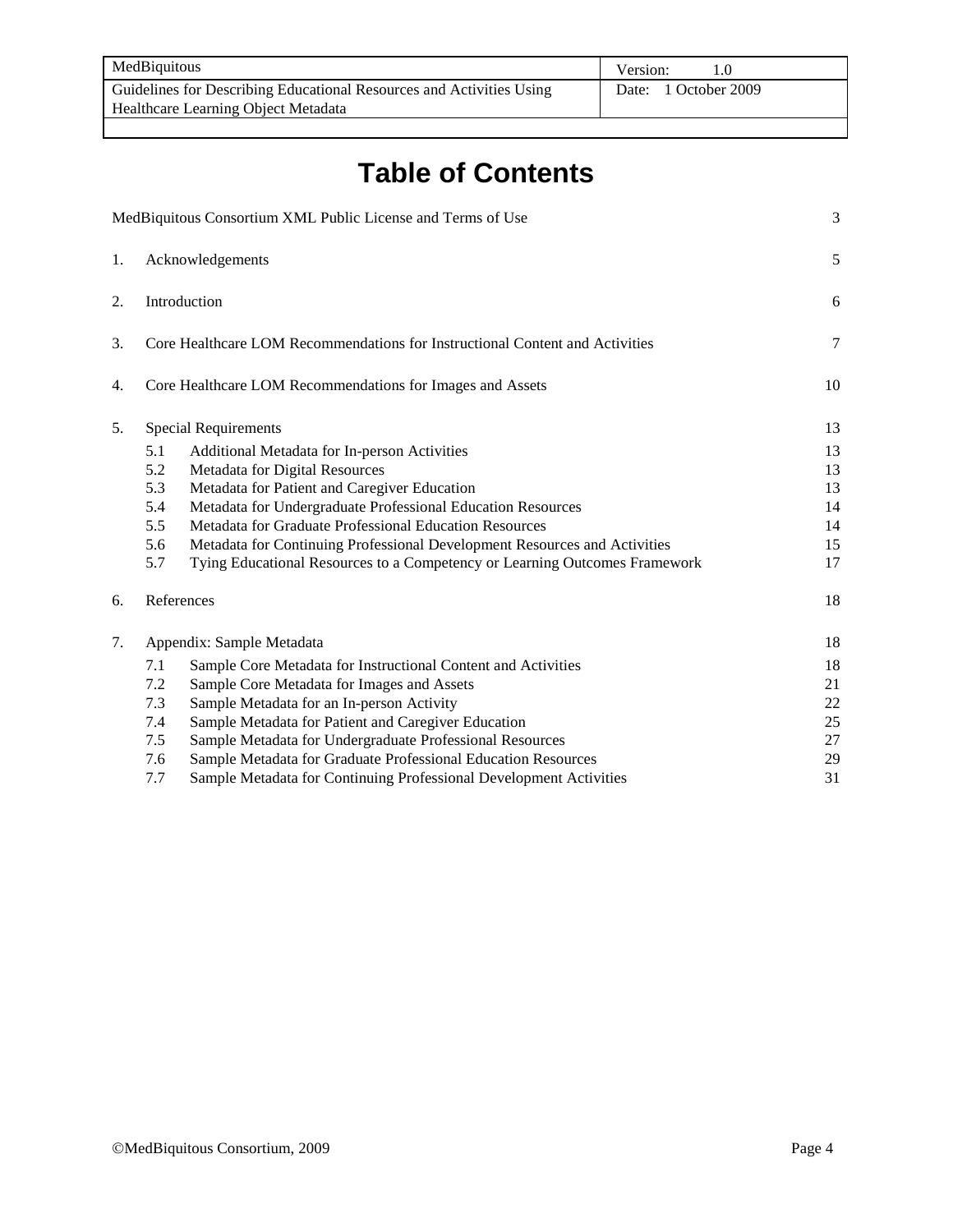# Table of Contents

| | | |
|---|---|---|
| MedBiquitous Consortium XML Public License and Terms of Use | | 3 |
| 1. | Acknowledgements | 5 |
| 2. | Introduction | 6 |
| 3. | Core Healthcare LOM Recommendations for Instructional Content and Activities | 7 |
| 4. | Core Healthcare LOM Recommendations for Images and Assets | 10 |
| 5. | Special Requirements | 13 |
| 5.1 | Additional Metadata for In-person Activities | 13 |
| 5.2 | Metadata for Digital Resources | 13 |
| 5.3 | Metadata for Patient and Caregiver Education | 13 |
| 5.4 | Metadata for Undergraduate Professional Education Resources | 14 |
| 5.5 | Metadata for Graduate Professional Education Resources | 14 |
| 5.6 | Metadata for Continuing Professional Development Resources and Activities | 15 |
| 5.7 | Tying Educational Resources to a Competency or Learning Outcomes Framework | 17 |
| 6. | References | 18 |
| 7. | Appendix: Sample Metadata | 18 |
| 7.1 | Sample Core Metadata for Instructional Content and Activities | 18 |
| 7.2 | Sample Core Metadata for Images and Assets | 21 |
| 7.3 | Sample Metadata for an In-person Activity | 22 |
| 7.4 | Sample Metadata for Patient and Caregiver Education | 25 |
| 7.5 | Sample Metadata for Undergraduate Professional Resources | 27 |
| 7.6 | Sample Metadata for Graduate Professional Education Resources | 29 |
| 7.7 | Sample Metadata for Continuing Professional Development Activities | 31 |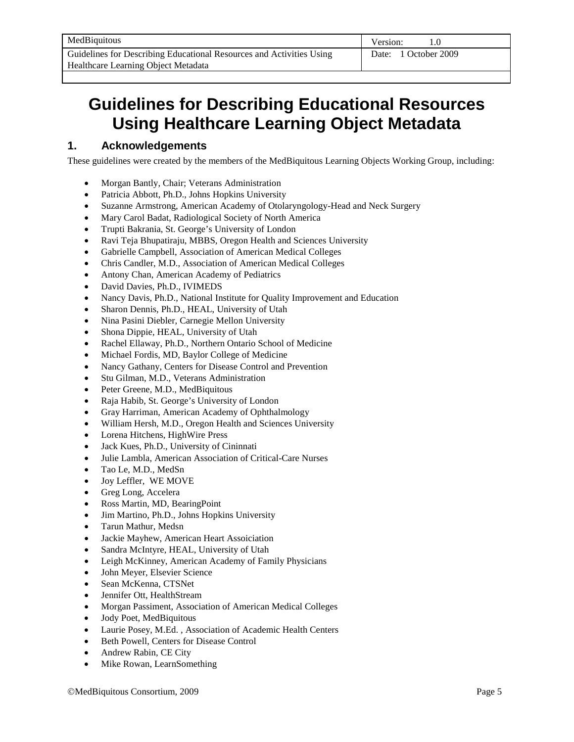# Guidelines for Describing Educational Resources Using Healthcare Learning Object Metadata

## 1. Acknowledgements

These guidelines were created by the members of the MedBiquitous Learning Objects Working Group, including:

- Morgan Bantly, Chair; Veterans Administration
- Patricia Abbott, Ph.D., Johns Hopkins University
- Suzanne Armstrong, American Academy of Otolaryngology-Head and Neck Surgery
- Mary Carol Badat, Radiological Society of North America
- Trupti Bakrania, St. George's University of London
- Ravi Teja Bhupatiraju, MBBS, Oregon Health and Sciences University
- Gabrielle Campbell, Association of American Medical Colleges
- Chris Candler, M.D., Association of American Medical Colleges
- Antony Chan, American Academy of Pediatrics
- David Davies, Ph.D., IVIMEDS
- Nancy Davis, Ph.D., National Institute for Quality Improvement and Education
- Sharon Dennis, Ph.D., HEAL, University of Utah
- Nina Pasini Diebler, Carnegie Mellon University
- Shona Dippie, HEAL, University of Utah
- Rachel Ellaway, Ph.D., Northern Ontario School of Medicine
- Michael Fordis, MD, Baylor College of Medicine
- Nancy Gathany, Centers for Disease Control and Prevention
- Stu Gilman, M.D., Veterans Administration
- Peter Greene, M.D., MedBiquitous
- Raja Habib, St. George's University of London
- Gray Harriman, American Academy of Ophthalmology
- William Hersh, M.D., Oregon Health and Sciences University
- Lorena Hitchens, HighWire Press
- Jack Kues, Ph.D., University of Cininnati
- Julie Lambla, American Association of Critical-Care Nurses
- Tao Le, M.D., MedSn
- Joy Leffler, WE MOVE
- Greg Long, Accelera
- Ross Martin, MD, BearingPoint
- Jim Martino, Ph.D., Johns Hopkins University
- Tarun Mathur, Medsn
- Jackie Mayhew, American Heart Assoiciation
- Sandra McIntyre, HEAL, University of Utah
- Leigh McKinney, American Academy of Family Physicians
- John Meyer, Elsevier Science
- Sean McKenna, CTSNet
- Jennifer Ott, HealthStream
- Morgan Passiment, Association of American Medical Colleges
- Jody Poet, MedBiquitous
- Laurie Posey, M.Ed. , Association of Academic Health Centers
- Beth Powell, Centers for Disease Control
- Andrew Rabin, CE City
- Mike Rowan, LearnSomething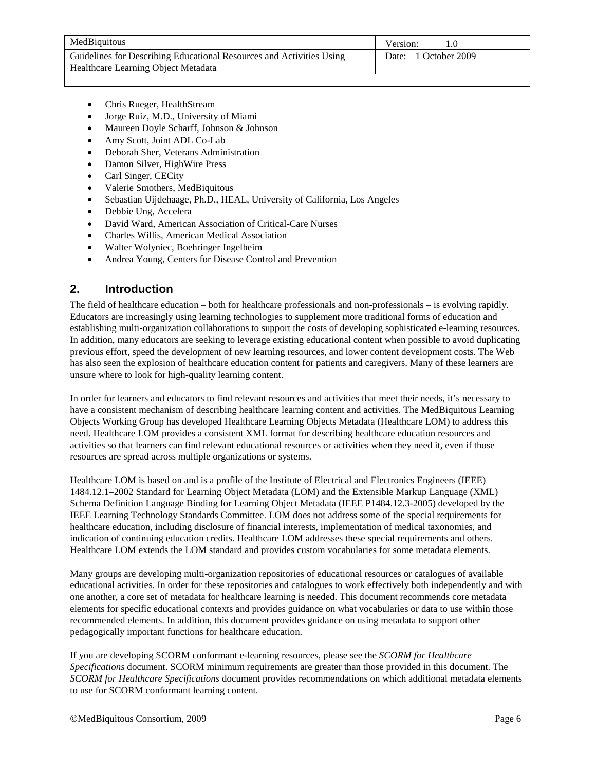- Chris Rueger, HealthStream
- Jorge Ruiz, M.D., University of Miami
- Maureen Doyle Scharff, Johnson & Johnson
- Amy Scott, Joint ADL Co-Lab
- Deborah Sher, Veterans Administration
- Damon Silver, HighWire Press
- Carl Singer, CECity
- Valerie Smothers, MedBiquitous
- Sebastian Uijdehaage, Ph.D., HEAL, University of California, Los Angeles
- Debbie Ung, Accelera
- David Ward, American Association of Critical-Care Nurses
- Charles Willis, American Medical Association
- Walter Wolyniec, Boehringer Ingelheim
- Andrea Young, Centers for Disease Control and Prevention

## 2. Introduction

The field of healthcare education – both for healthcare professionals and non-professionals – is evolving rapidly. Educators are increasingly using learning technologies to supplement more traditional forms of education and establishing multi-organization collaborations to support the costs of developing sophisticated e-learning resources. In addition, many educators are seeking to leverage existing educational content when possible to avoid duplicating previous effort, speed the development of new learning resources, and lower content development costs. The Web has also seen the explosion of healthcare education content for patients and caregivers. Many of these learners are unsure where to look for high-quality learning content.

In order for learners and educators to find relevant resources and activities that meet their needs, it's necessary to have a consistent mechanism of describing healthcare learning content and activities. The MedBiquitous Learning Objects Working Group has developed Healthcare Learning Objects Metadata (Healthcare LOM) to address this need. Healthcare LOM provides a consistent XML format for describing healthcare education resources and activities so that learners can find relevant educational resources or activities when they need it, even if those resources are spread across multiple organizations or systems.

Healthcare LOM is based on and is a profile of the Institute of Electrical and Electronics Engineers (IEEE) 1484.12.1–2002 Standard for Learning Object Metadata (LOM) and the Extensible Markup Language (XML) Schema Definition Language Binding for Learning Object Metadata (IEEE P1484.12.3-2005) developed by the IEEE Learning Technology Standards Committee. LOM does not address some of the special requirements for healthcare education, including disclosure of financial interests, implementation of medical taxonomies, and indication of continuing education credits. Healthcare LOM addresses these special requirements and others. Healthcare LOM extends the LOM standard and provides custom vocabularies for some metadata elements.

Many groups are developing multi-organization repositories of educational resources or catalogues of available educational activities. In order for these repositories and catalogues to work effectively both independently and with one another, a core set of metadata for healthcare learning is needed. This document recommends core metadata elements for specific educational contexts and provides guidance on what vocabularies or data to use within those recommended elements. In addition, this document provides guidance on using metadata to support other pedagogically important functions for healthcare education.

If you are developing SCORM conformant e-learning resources, please see the *SCORM for Healthcare Specifications* document. SCORM minimum requirements are greater than those provided in this document. The *SCORM for Healthcare Specifications* document provides recommendations on which additional metadata elements to use for SCORM conformant learning content.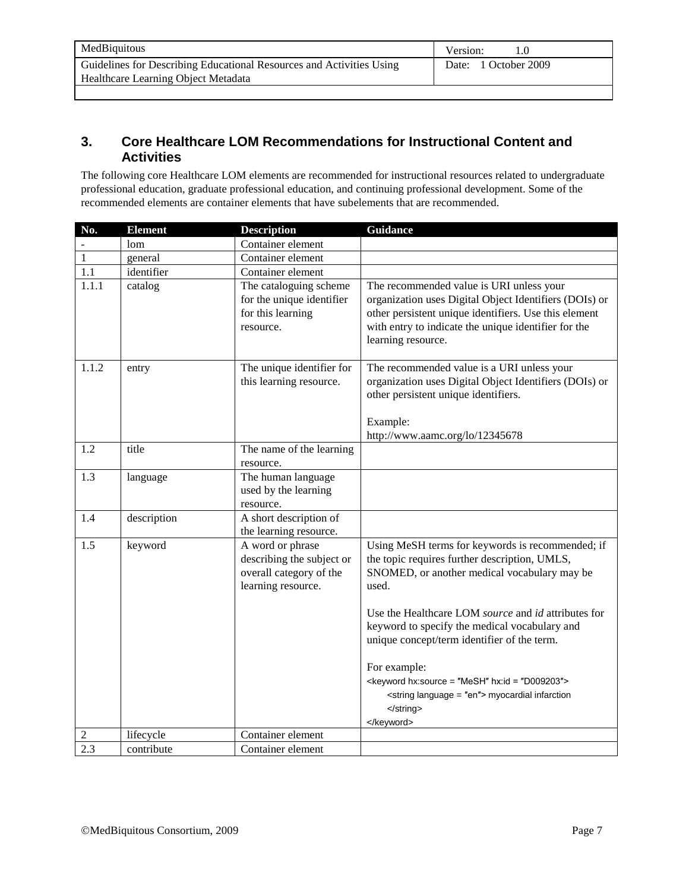## 3. Core Healthcare LOM Recommendations for Instructional Content and Activities

The following core Healthcare LOM elements are recommended for instructional resources related to undergraduate professional education, graduate professional education, and continuing professional development. Some of the recommended elements are container elements that have subelements that are recommended.

| No. | Element | Description | Guidance |
|---|---|---|---|
| - | lom | Container element | |
| 1 | general | Container element | |
| 1.1 | identifier | Container element | |
| 1.1.1 | catalog | The cataloguing scheme for the unique identifier for this learning resource. | The recommended value is URI unless your organization uses Digital Object Identifiers (DOIs) or other persistent unique identifiers. Use this element with entry to indicate the unique identifier for the learning resource. |
| 1.1.2 | entry | The unique identifier for this learning resource. | The recommended value is a URI unless your organization uses Digital Object Identifiers (DOIs) or other persistent unique identifiers.<br><br>Example:<br>http://www.aamc.org/lo/12345678 |
| 1.2 | title | The name of the learning resource. | |
| 1.3 | language | The human language used by the learning resource. | |
| 1.4 | description | A short description of the learning resource. | |
| 1.5 | keyword | A word or phrase describing the subject or overall category of the learning resource. | Using MeSH terms for keywords is recommended; if the topic requires further description, UMLS, SNOMED, or another medical vocabulary may be used.<br><br>Use the Healthcare LOM *source* and *id* attributes for keyword to specify the medical vocabulary and unique concept/term identifier of the term.<br><br>For example:<br>`<keyword hx:source = "MeSH" hx:id = "D009203">`<br>`<string language = "en"> myocardial infarction`<br>`</string>`<br>`</keyword>` |
| 2 | lifecycle | Container element | |
| 2.3 | contribute | Container element | |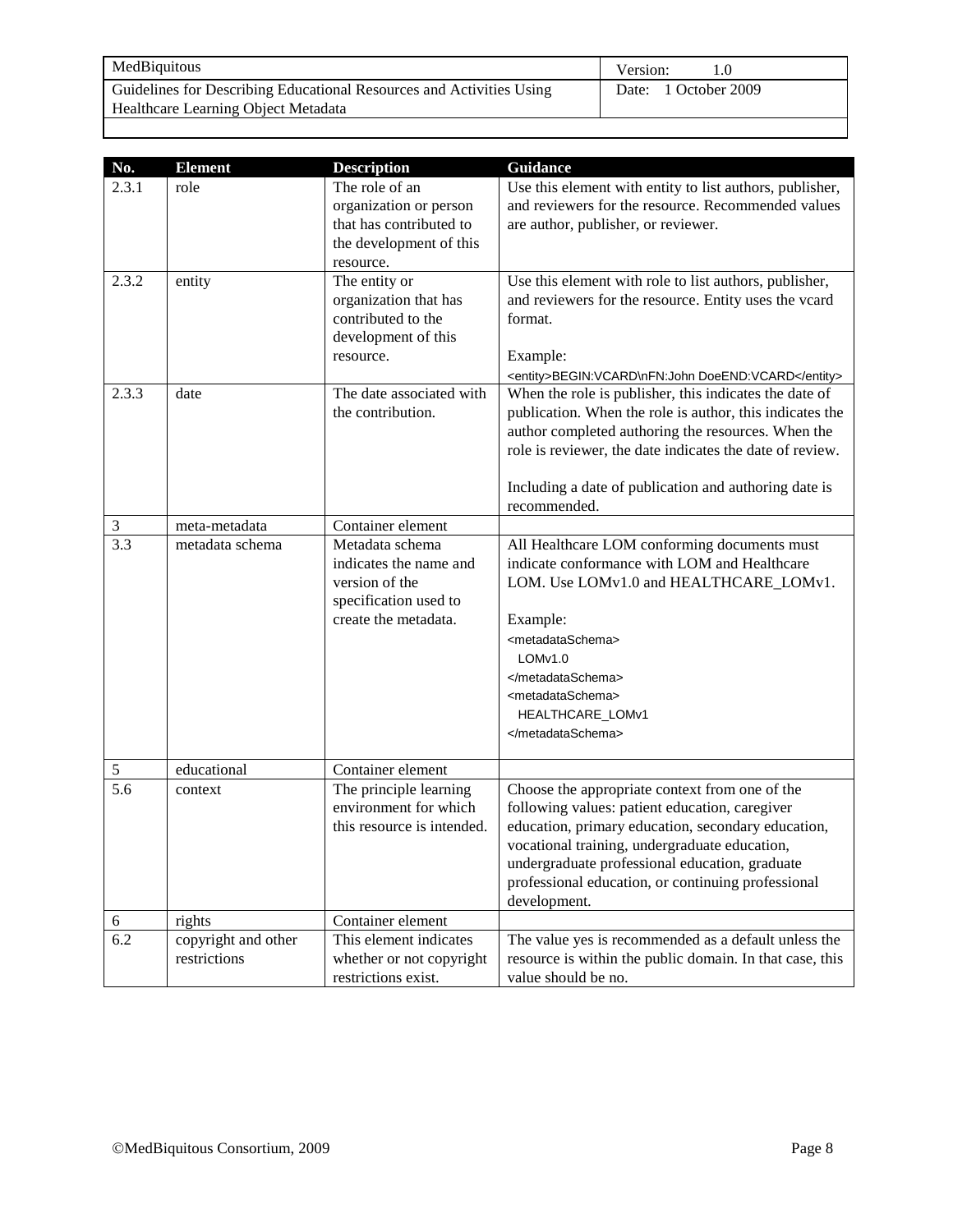| No. | Element | Description | Guidance |
|---|---|---|---|
| 2.3.1 | role | The role of an organization or person that has contributed to the development of this resource. | Use this element with entity to list authors, publisher, and reviewers for the resource. Recommended values are author, publisher, or reviewer. |
| 2.3.2 | entity | The entity or organization that has contributed to the development of this resource. | Use this element with role to list authors, publisher, and reviewers for the resource. Entity uses the vcard format.<br><br>Example:<br>`<entity>BEGIN:VCARD\nFN:John DoeEND:VCARD</entity>` |
| 2.3.3 | date | The date associated with the contribution. | When the role is publisher, this indicates the date of publication. When the role is author, this indicates the author completed authoring the resources. When the role is reviewer, the date indicates the date of review.<br><br>Including a date of publication and authoring date is recommended. |
| 3 | meta-metadata | Container element | |
| 3.3 | metadata schema | Metadata schema indicates the name and version of the specification used to create the metadata. | All Healthcare LOM conforming documents must indicate conformance with LOM and Healthcare LOM. Use LOMv1.0 and HEALTHCARE_LOMv1.<br><br>Example:<br>`<metadataSchema>`<br>`LOMv1.0`<br>`</metadataSchema>`<br>`<metadataSchema>`<br>`HEALTHCARE_LOMv1`<br>`</metadataSchema>` |
| 5 | educational | Container element | |
| 5.6 | context | The principle learning environment for which this resource is intended. | Choose the appropriate context from one of the following values: patient education, caregiver education, primary education, secondary education, vocational training, undergraduate education, undergraduate professional education, graduate professional education, or continuing professional development. |
| 6 | rights | Container element | |
| 6.2 | copyright and other restrictions | This element indicates whether or not copyright restrictions exist. | The value yes is recommended as a default unless the resource is within the public domain. In that case, this value should be no. |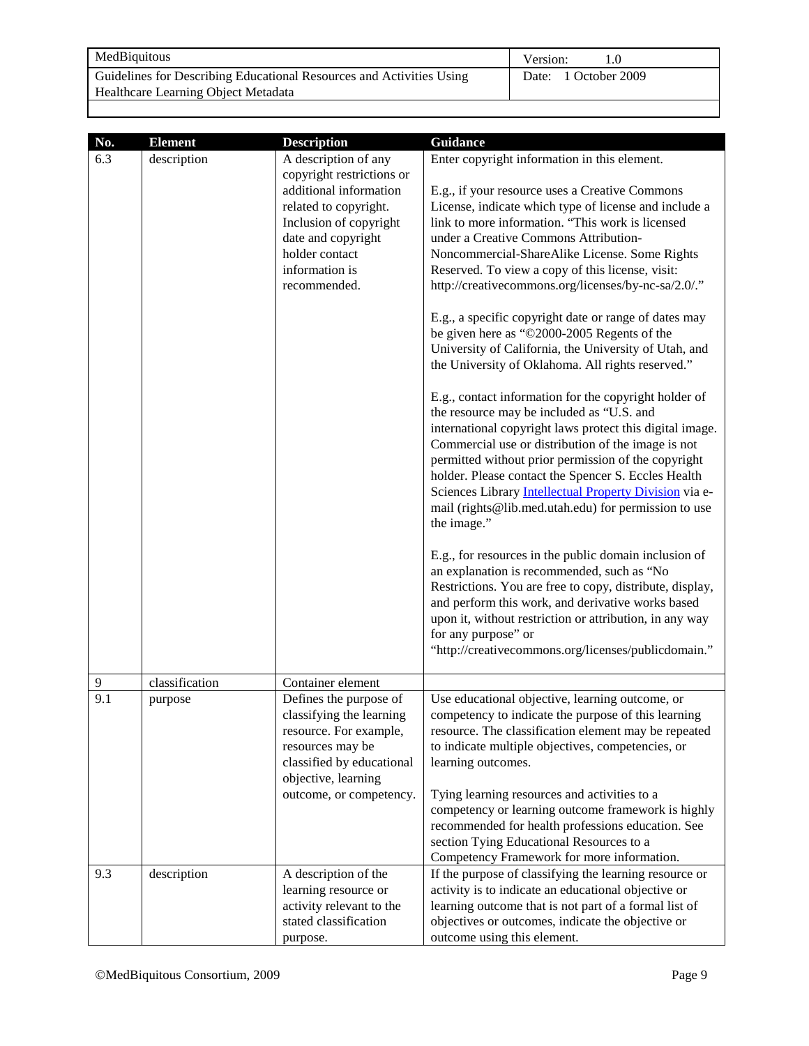| No. | Element | Description | Guidance |
|---|---|---|---|
| 6.3 | description | A description of any copyright restrictions or additional information related to copyright. Inclusion of copyright date and copyright holder contact information is recommended. | Enter copyright information in this element.<br><br>E.g., if your resource uses a Creative Commons License, indicate which type of license and include a link to more information. "This work is licensed under a Creative Commons Attribution-Noncommercial-ShareAlike License. Some Rights Reserved. To view a copy of this license, visit: http://creativecommons.org/licenses/by-nc-sa/2.0/."<br><br>E.g., a specific copyright date or range of dates may be given here as "©2000-2005 Regents of the University of California, the University of Utah, and the University of Oklahoma. All rights reserved."<br><br>E.g., contact information for the copyright holder of the resource may be included as "U.S. and international copyright laws protect this digital image. Commercial use or distribution of the image is not permitted without prior permission of the copyright holder. Please contact the Spencer S. Eccles Health Sciences Library Intellectual Property Division via e-mail (rights@lib.med.utah.edu) for permission to use the image."<br><br>E.g., for resources in the public domain inclusion of an explanation is recommended, such as "No Restrictions. You are free to copy, distribute, display, and perform this work, and derivative works based upon it, without restriction or attribution, in any way for any purpose" or "http://creativecommons.org/licenses/publicdomain." |
| 9 | classification | Container element | |
| 9.1 | purpose | Defines the purpose of classifying the learning resource. For example, resources may be classified by educational objective, learning outcome, or competency. | Use educational objective, learning outcome, or competency to indicate the purpose of this learning resource. The classification element may be repeated to indicate multiple objectives, competencies, or learning outcomes.<br><br>Tying learning resources and activities to a competency or learning outcome framework is highly recommended for health professions education. See section Tying Educational Resources to a Competency Framework for more information. |
| 9.3 | description | A description of the learning resource or activity relevant to the stated classification purpose. | If the purpose of classifying the learning resource or activity is to indicate an educational objective or learning outcome that is not part of a formal list of objectives or outcomes, indicate the objective or outcome using this element. |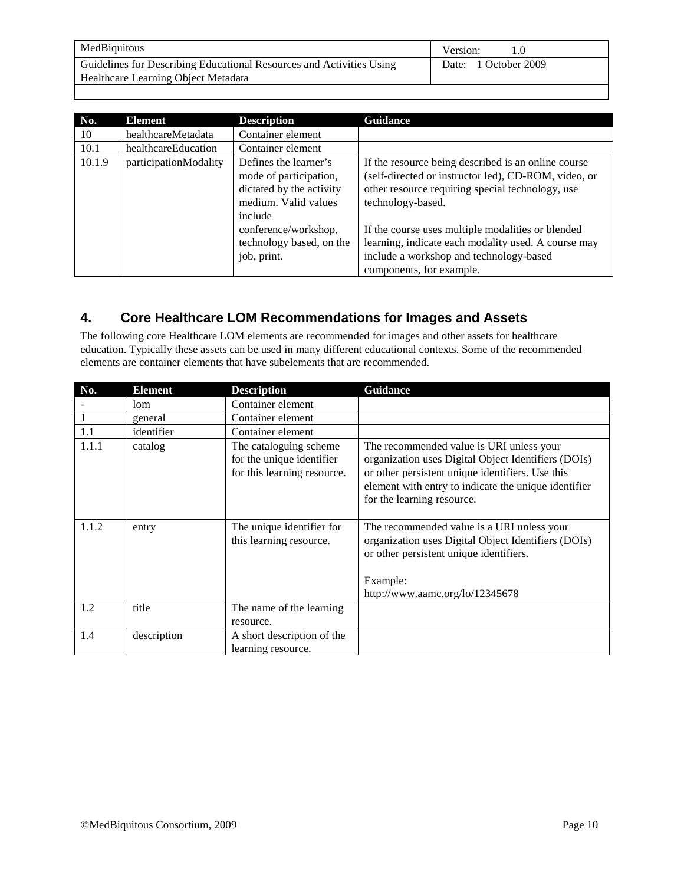| No. | Element | Description | Guidance |
| --- | --- | --- | --- |
| 10 | healthcareMetadata | Container element | |
| 10.1 | healthcareEducation | Container element | |
| 10.1.9 | participationModality | Defines the learner's mode of participation, dictated by the activity medium. Valid values include conference/workshop, technology based, on the job, print. | If the resource being described is an online course (self-directed or instructor led), CD-ROM, video, or other resource requiring special technology, use technology-based.<br><br>If the course uses multiple modalities or blended learning, indicate each modality used. A course may include a workshop and technology-based components, for example. |

## 4. Core Healthcare LOM Recommendations for Images and Assets

The following core Healthcare LOM elements are recommended for images and other assets for healthcare education. Typically these assets can be used in many different educational contexts. Some of the recommended elements are container elements that have subelements that are recommended.

| No. | Element | Description | Guidance |
| --- | --- | --- | --- |
| - | lom | Container element | |
| 1 | general | Container element | |
| 1.1 | identifier | Container element | |
| 1.1.1 | catalog | The cataloguing scheme for the unique identifier for this learning resource. | The recommended value is URI unless your organization uses Digital Object Identifiers (DOIs) or other persistent unique identifiers. Use this element with entry to indicate the unique identifier for the learning resource. |
| 1.1.2 | entry | The unique identifier for this learning resource. | The recommended value is a URI unless your organization uses Digital Object Identifiers (DOIs) or other persistent unique identifiers.<br><br>Example:<br>http://www.aamc.org/lo/12345678 |
| 1.2 | title | The name of the learning resource. | |
| 1.4 | description | A short description of the learning resource. | |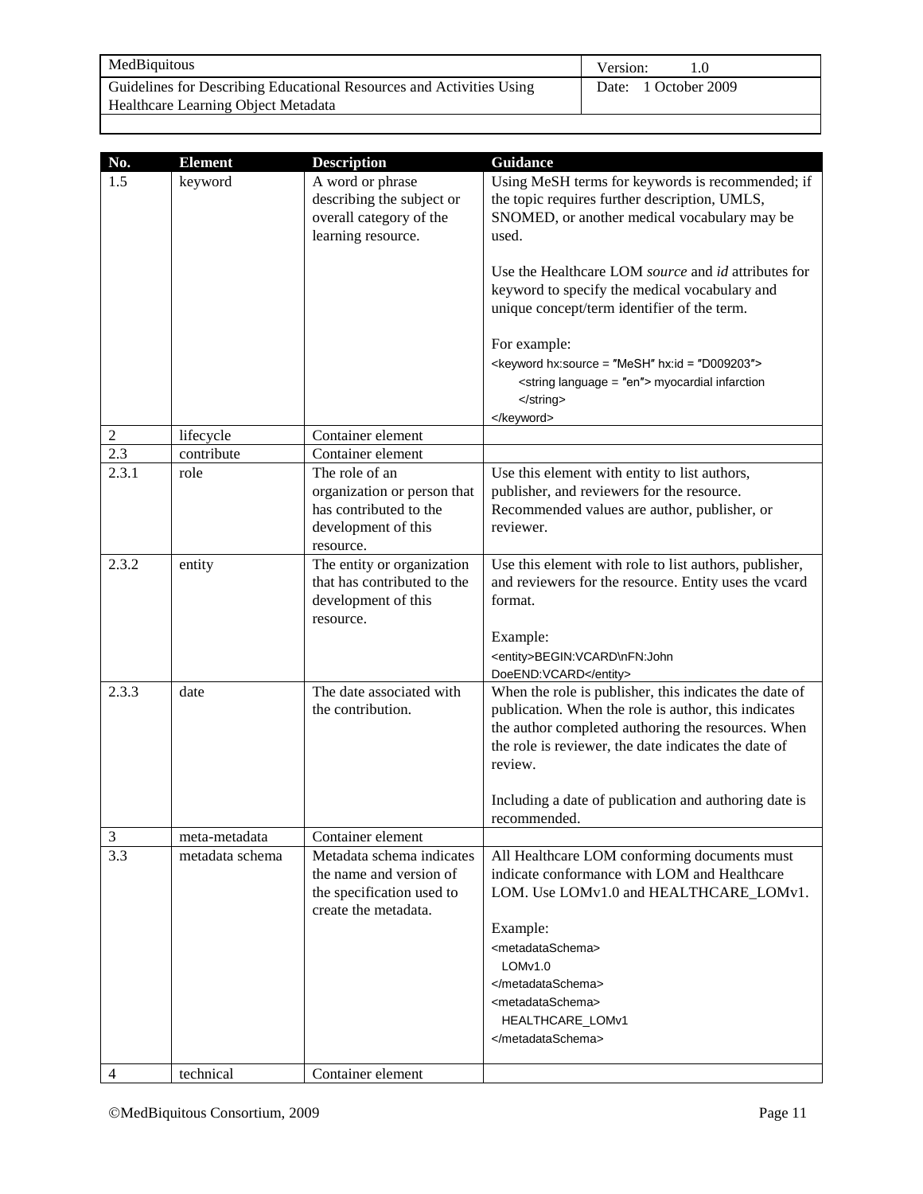| No. | Element | Description | Guidance |
| --- | --- | --- | --- |
| 1.5 | keyword | A word or phrase describing the subject or overall category of the learning resource. | Using MeSH terms for keywords is recommended; if the topic requires further description, UMLS, SNOMED, or another medical vocabulary may be used.<br><br>Use the Healthcare LOM *source* and *id* attributes for keyword to specify the medical vocabulary and unique concept/term identifier of the term.<br><br>For example:<br>`<keyword hx:source = ″MeSH″ hx:id = ″D009203″>`<br>`<string language = ″en″> myocardial infarction </string>`<br>`</keyword>` |
| 2 | lifecycle | Container element | |
| 2.3 | contribute | Container element | |
| 2.3.1 | role | The role of an organization or person that has contributed to the development of this resource. | Use this element with entity to list authors, publisher, and reviewers for the resource. Recommended values are author, publisher, or reviewer. |
| 2.3.2 | entity | The entity or organization that has contributed to the development of this resource. | Use this element with role to list authors, publisher, and reviewers for the resource. Entity uses the vcard format.<br><br>Example:<br>`<entity>BEGIN:VCARD\nFN:John DoeEND:VCARD</entity>` |
| 2.3.3 | date | The date associated with the contribution. | When the role is publisher, this indicates the date of publication. When the role is author, this indicates the author completed authoring the resources. When the role is reviewer, the date indicates the date of review.<br><br>Including a date of publication and authoring date is recommended. |
| 3 | meta-metadata | Container element | |
| 3.3 | metadata schema | Metadata schema indicates the name and version of the specification used to create the metadata. | All Healthcare LOM conforming documents must indicate conformance with LOM and Healthcare LOM. Use LOMv1.0 and HEALTHCARE_LOMv1.<br><br>Example:<br>`<metadataSchema>`<br>`LOMv1.0`<br>`</metadataSchema>`<br>`<metadataSchema>`<br>`HEALTHCARE_LOMv1`<br>`</metadataSchema>` |
| 4 | technical | Container element | |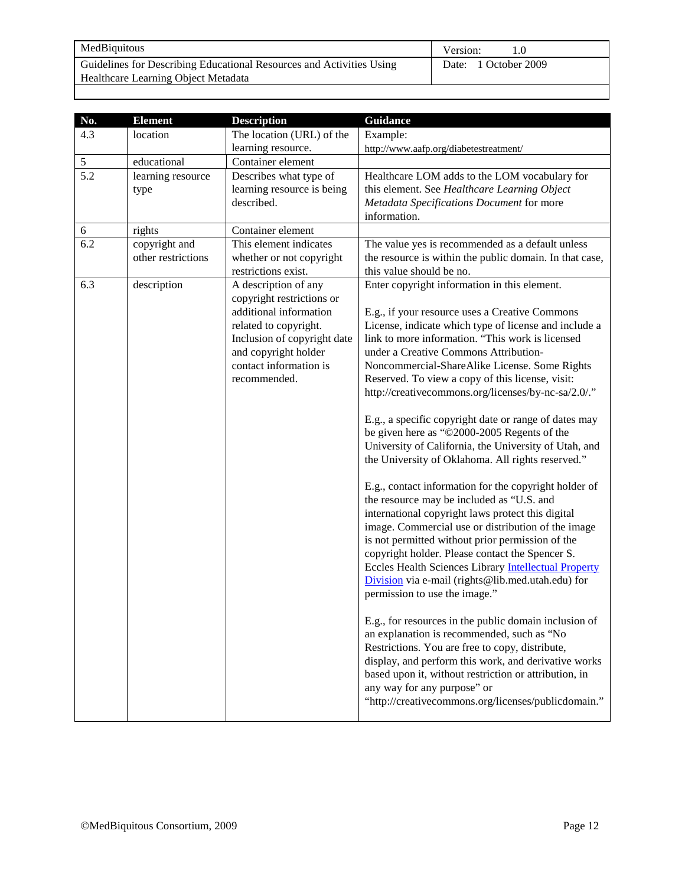| No. | Element | Description | Guidance |
|---|---|---|---|
| 4.3 | location | The location (URL) of the learning resource. | Example: http://www.aafp.org/diabetestreatment/ |
| 5 | educational | Container element | |
| 5.2 | learning resource type | Describes what type of learning resource is being described. | Healthcare LOM adds to the LOM vocabulary for this element. See *Healthcare Learning Object Metadata Specifications Document* for more information. |
| 6 | rights | Container element | |
| 6.2 | copyright and other restrictions | This element indicates whether or not copyright restrictions exist. | The value yes is recommended as a default unless the resource is within the public domain. In that case, this value should be no. |
| 6.3 | description | A description of any copyright restrictions or additional information related to copyright. Inclusion of copyright date and copyright holder contact information is recommended. | Enter copyright information in this element.<br><br>E.g., if your resource uses a Creative Commons License, indicate which type of license and include a link to more information. "This work is licensed under a Creative Commons Attribution-Noncommercial-ShareAlike License. Some Rights Reserved. To view a copy of this license, visit: http://creativecommons.org/licenses/by-nc-sa/2.0/."<br><br>E.g., a specific copyright date or range of dates may be given here as "©2000-2005 Regents of the University of California, the University of Utah, and the University of Oklahoma. All rights reserved."<br><br>E.g., contact information for the copyright holder of the resource may be included as "U.S. and international copyright laws protect this digital image. Commercial use or distribution of the image is not permitted without prior permission of the copyright holder. Please contact the Spencer S. Eccles Health Sciences Library Intellectual Property Division via e-mail (rights@lib.med.utah.edu) for permission to use the image."<br><br>E.g., for resources in the public domain inclusion of an explanation is recommended, such as "No Restrictions. You are free to copy, distribute, display, and perform this work, and derivative works based upon it, without restriction or attribution, in any way for any purpose" or "http://creativecommons.org/licenses/publicdomain." |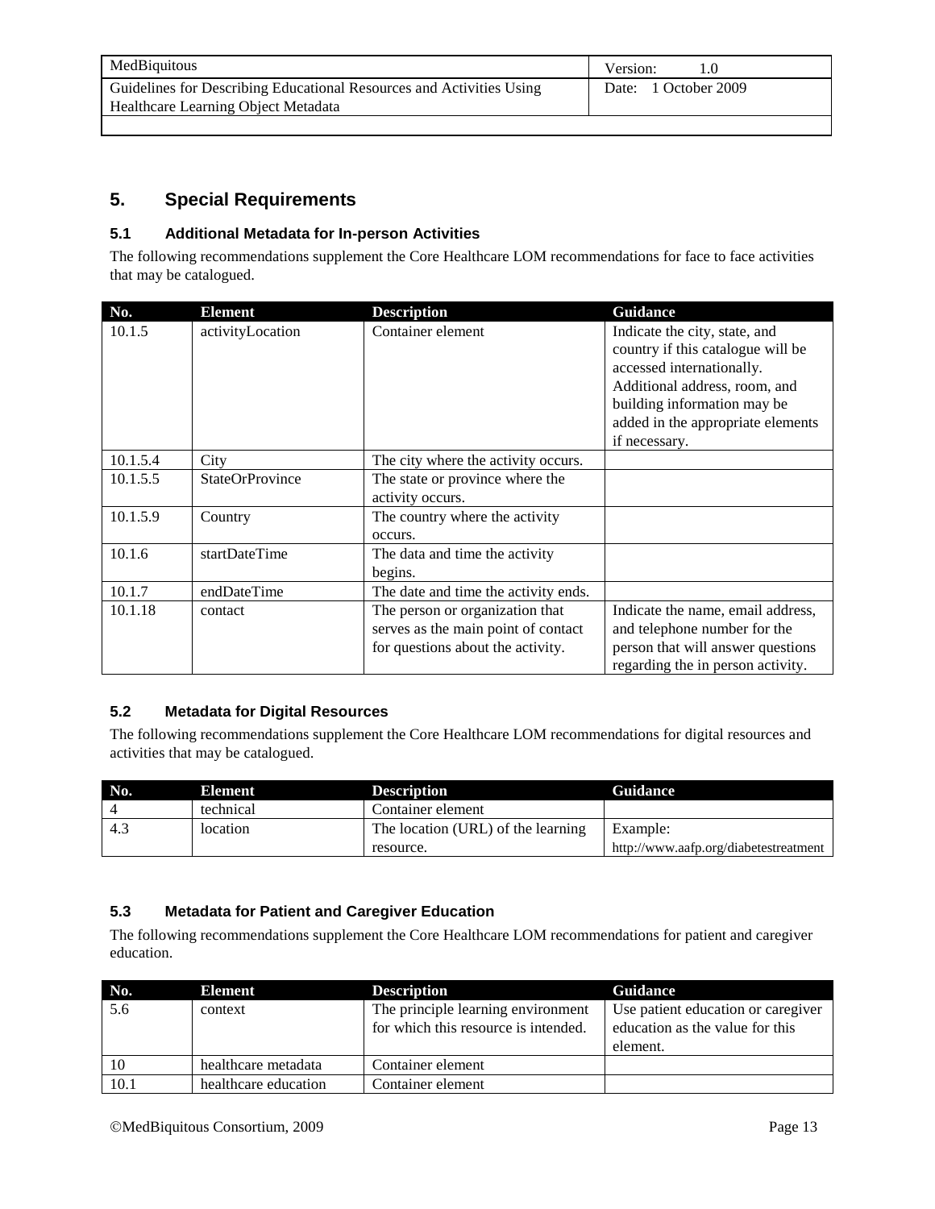## 5. Special Requirements

### 5.1 Additional Metadata for In-person Activities

The following recommendations supplement the Core Healthcare LOM recommendations for face to face activities that may be catalogued.

| No. | Element | Description | Guidance |
|---|---|---|---|
| 10.1.5 | activityLocation | Container element | Indicate the city, state, and country if this catalogue will be accessed internationally. Additional address, room, and building information may be added in the appropriate elements if necessary. |
| 10.1.5.4 | City | The city where the activity occurs. | |
| 10.1.5.5 | StateOrProvince | The state or province where the activity occurs. | |
| 10.1.5.9 | Country | The country where the activity occurs. | |
| 10.1.6 | startDateTime | The data and time the activity begins. | |
| 10.1.7 | endDateTime | The date and time the activity ends. | |
| 10.1.18 | contact | The person or organization that serves as the main point of contact for questions about the activity. | Indicate the name, email address, and telephone number for the person that will answer questions regarding the in person activity. |

### 5.2 Metadata for Digital Resources

The following recommendations supplement the Core Healthcare LOM recommendations for digital resources and activities that may be catalogued.

| No. | Element | Description | Guidance |
|---|---|---|---|
| 4 | technical | Container element | |
| 4.3 | location | The location (URL) of the learning resource. | Example: http://www.aafp.org/diabetestreatment |

### 5.3 Metadata for Patient and Caregiver Education

The following recommendations supplement the Core Healthcare LOM recommendations for patient and caregiver education.

| No. | Element | Description | Guidance |
|---|---|---|---|
| 5.6 | context | The principle learning environment for which this resource is intended. | Use patient education or caregiver education as the value for this element. |
| 10 | healthcare metadata | Container element | |
| 10.1 | healthcare education | Container element | |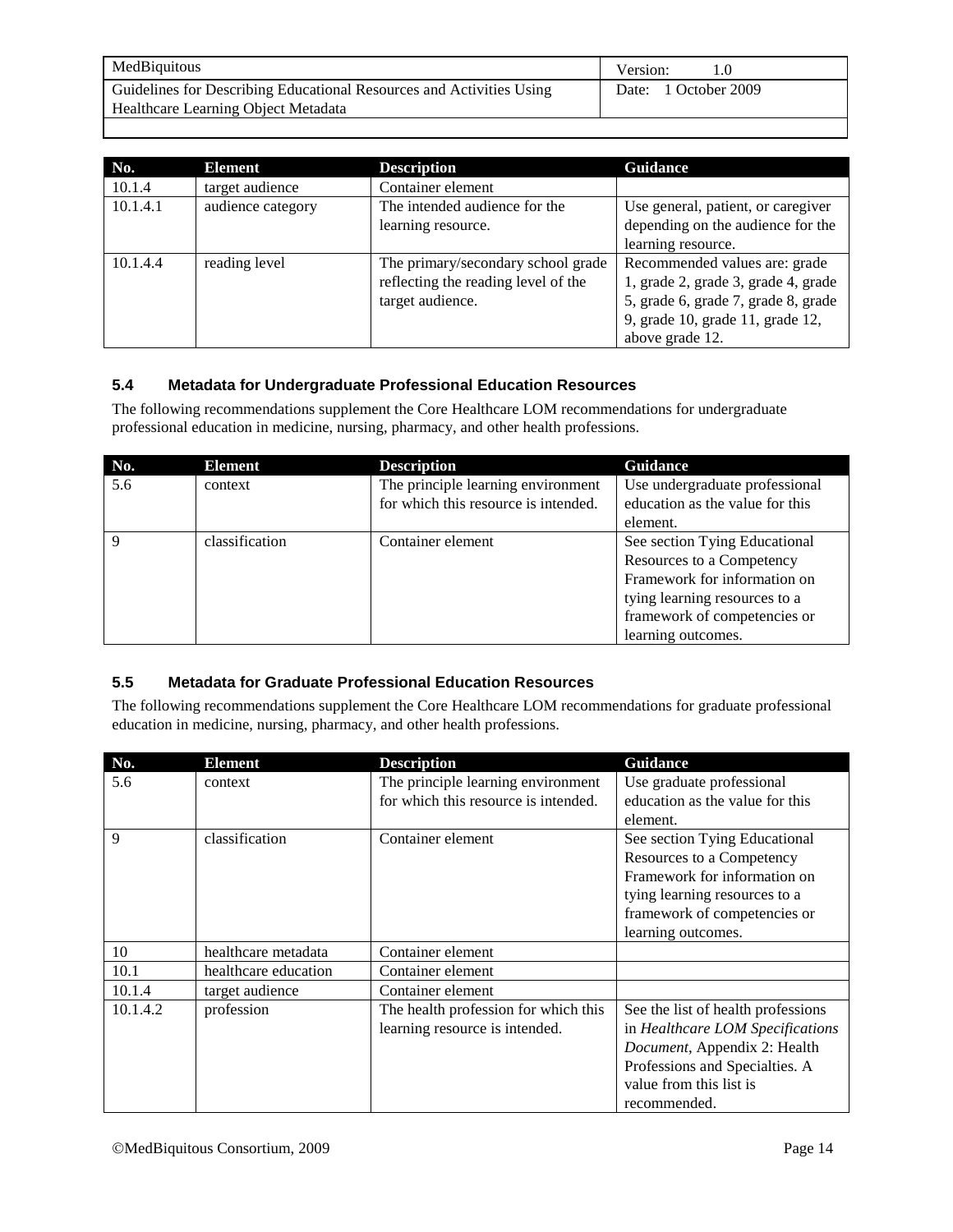| No. | Element | Description | Guidance |
|---|---|---|---|
| 10.1.4 | target audience | Container element | |
| 10.1.4.1 | audience category | The intended audience for the learning resource. | Use general, patient, or caregiver depending on the audience for the learning resource. |
| 10.1.4.4 | reading level | The primary/secondary school grade reflecting the reading level of the target audience. | Recommended values are: grade 1, grade 2, grade 3, grade 4, grade 5, grade 6, grade 7, grade 8, grade 9, grade 10, grade 11, grade 12, above grade 12. |

### 5.4 Metadata for Undergraduate Professional Education Resources

The following recommendations supplement the Core Healthcare LOM recommendations for undergraduate professional education in medicine, nursing, pharmacy, and other health professions.

| No. | Element | Description | Guidance |
|---|---|---|---|
| 5.6 | context | The principle learning environment for which this resource is intended. | Use undergraduate professional education as the value for this element. |
| 9 | classification | Container element | See section Tying Educational Resources to a Competency Framework for information on tying learning resources to a framework of competencies or learning outcomes. |

### 5.5 Metadata for Graduate Professional Education Resources

The following recommendations supplement the Core Healthcare LOM recommendations for graduate professional education in medicine, nursing, pharmacy, and other health professions.

| No. | Element | Description | Guidance |
|---|---|---|---|
| 5.6 | context | The principle learning environment for which this resource is intended. | Use graduate professional education as the value for this element. |
| 9 | classification | Container element | See section Tying Educational Resources to a Competency Framework for information on tying learning resources to a framework of competencies or learning outcomes. |
| 10 | healthcare metadata | Container element | |
| 10.1 | healthcare education | Container element | |
| 10.1.4 | target audience | Container element | |
| 10.1.4.2 | profession | The health profession for which this learning resource is intended. | See the list of health professions in *Healthcare LOM Specifications Document*, Appendix 2: Health Professions and Specialties. A value from this list is recommended. |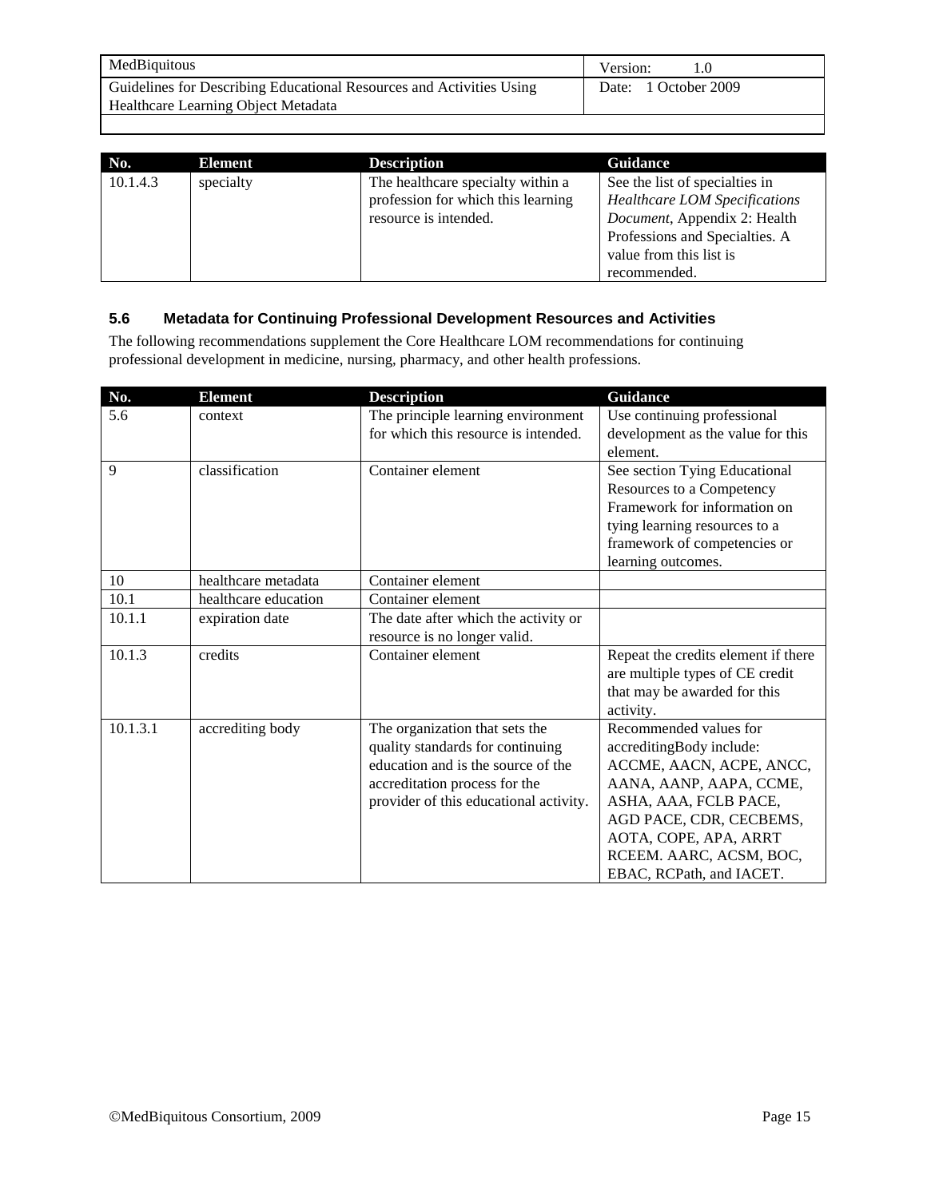| No. | Element | Description | Guidance |
| --- | --- | --- | --- |
| 10.1.4.3 | specialty | The healthcare specialty within a profession for which this learning resource is intended. | See the list of specialties in *Healthcare LOM Specifications Document*, Appendix 2: Health Professions and Specialties. A value from this list is recommended. |

### 5.6 Metadata for Continuing Professional Development Resources and Activities

The following recommendations supplement the Core Healthcare LOM recommendations for continuing professional development in medicine, nursing, pharmacy, and other health professions.

| No. | Element | Description | Guidance |
| --- | --- | --- | --- |
| 5.6 | context | The principle learning environment for which this resource is intended. | Use continuing professional development as the value for this element. |
| 9 | classification | Container element | See section Tying Educational Resources to a Competency Framework for information on tying learning resources to a framework of competencies or learning outcomes. |
| 10 | healthcare metadata | Container element | |
| 10.1 | healthcare education | Container element | |
| 10.1.1 | expiration date | The date after which the activity or resource is no longer valid. | |
| 10.1.3 | credits | Container element | Repeat the credits element if there are multiple types of CE credit that may be awarded for this activity. |
| 10.1.3.1 | accrediting body | The organization that sets the quality standards for continuing education and is the source of the accreditation process for the provider of this educational activity. | Recommended values for accreditingBody include: ACCME, AACN, ACPE, ANCC, AANA, AANP, AAPA, CCME, ASHA, AAA, FCLB PACE, AGD PACE, CDR, CECBEMS, AOTA, COPE, APA, ARRT RCEEM. AARC, ACSM, BOC, EBAC, RCPath, and IACET. |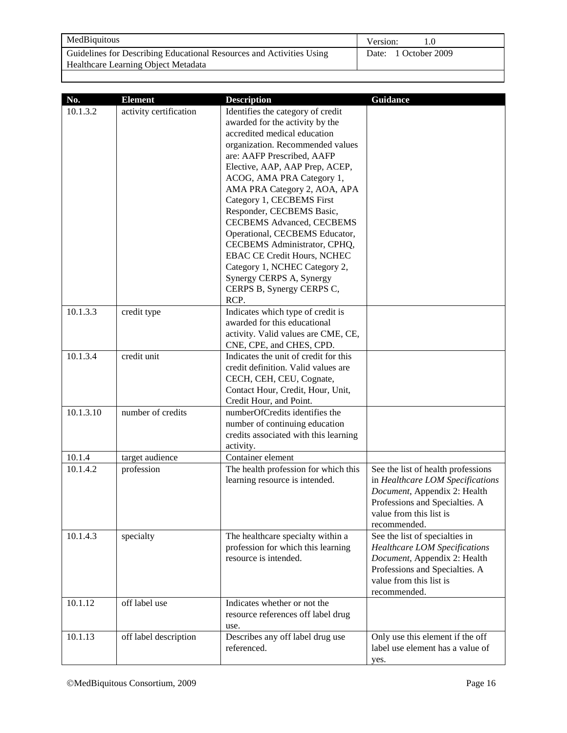| No. | Element | Description | Guidance |
|---|---|---|---|
| 10.1.3.2 | activity certification | Identifies the category of credit awarded for the activity by the accredited medical education organization. Recommended values are: AAFP Prescribed, AAFP Elective, AAP, AAP Prep, ACEP, ACOG, AMA PRA Category 1, AMA PRA Category 2, AOA, APA Category 1, CECBEMS First Responder, CECBEMS Basic, CECBEMS Advanced, CECBEMS Operational, CECBEMS Educator, CECBEMS Administrator, CPHQ, EBAC CE Credit Hours, NCHEC Category 1, NCHEC Category 2, Synergy CERPS A, Synergy CERPS B, Synergy CERPS C, RCP. | |
| 10.1.3.3 | credit type | Indicates which type of credit is awarded for this educational activity. Valid values are CME, CE, CNE, CPE, and CHES, CPD. | |
| 10.1.3.4 | credit unit | Indicates the unit of credit for this credit definition. Valid values are CECH, CEH, CEU, Cognate, Contact Hour, Credit, Hour, Unit, Credit Hour, and Point. | |
| 10.1.3.10 | number of credits | numberOfCredits identifies the number of continuing education credits associated with this learning activity. | |
| 10.1.4 | target audience | Container element | |
| 10.1.4.2 | profession | The health profession for which this learning resource is intended. | See the list of health professions in *Healthcare LOM Specifications Document*, Appendix 2: Health Professions and Specialties. A value from this list is recommended. |
| 10.1.4.3 | specialty | The healthcare specialty within a profession for which this learning resource is intended. | See the list of specialties in *Healthcare LOM Specifications Document*, Appendix 2: Health Professions and Specialties. A value from this list is recommended. |
| 10.1.12 | off label use | Indicates whether or not the resource references off label drug use. | |
| 10.1.13 | off label description | Describes any off label drug use referenced. | Only use this element if the off label use element has a value of yes. |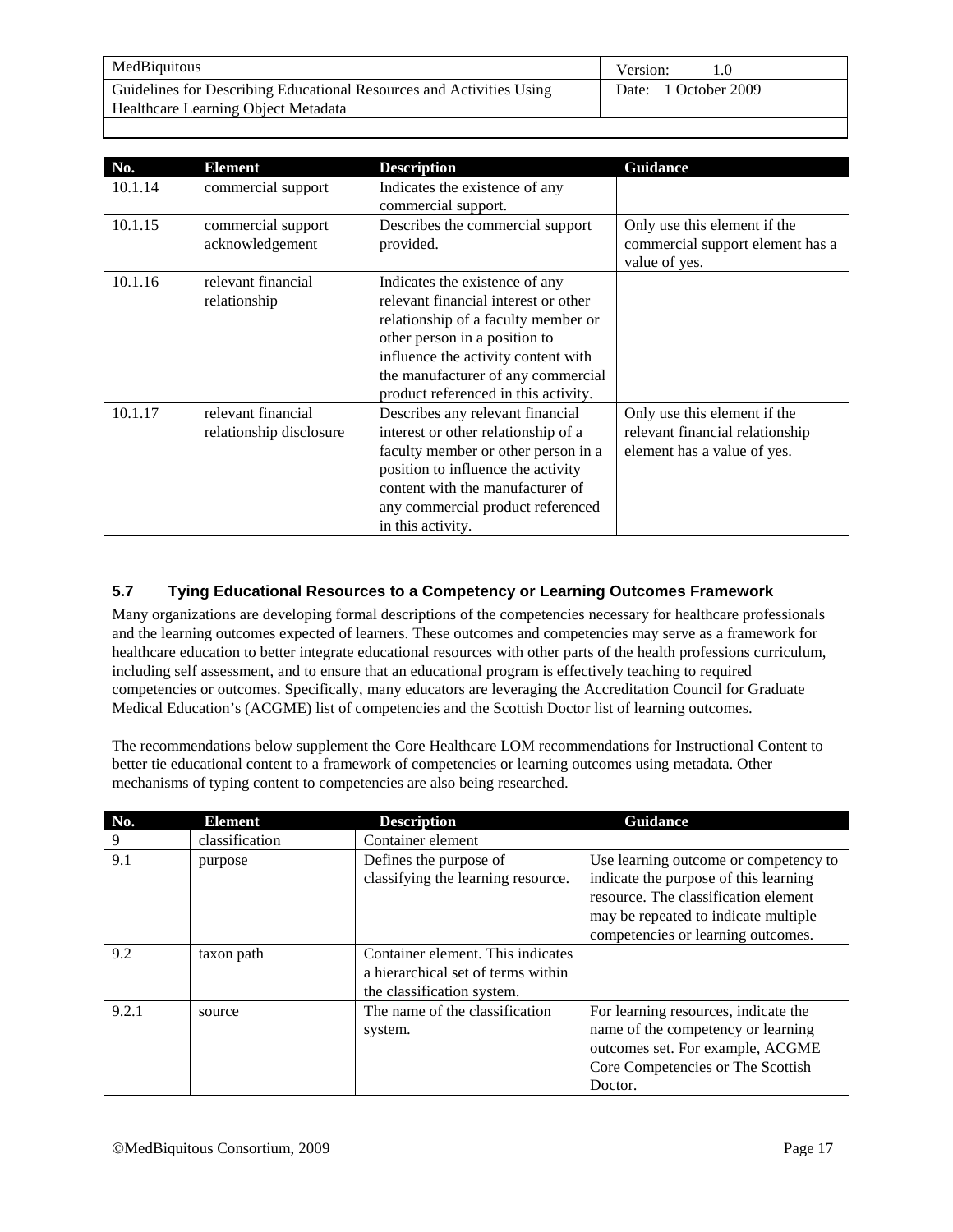| No. | Element | Description | Guidance |
|---|---|---|---|
| 10.1.14 | commercial support | Indicates the existence of any commercial support. | |
| 10.1.15 | commercial support acknowledgement | Describes the commercial support provided. | Only use this element if the commercial support element has a value of yes. |
| 10.1.16 | relevant financial relationship | Indicates the existence of any relevant financial interest or other relationship of a faculty member or other person in a position to influence the activity content with the manufacturer of any commercial product referenced in this activity. | |
| 10.1.17 | relevant financial relationship disclosure | Describes any relevant financial interest or other relationship of a faculty member or other person in a position to influence the activity content with the manufacturer of any commercial product referenced in this activity. | Only use this element if the relevant financial relationship element has a value of yes. |

### 5.7 Tying Educational Resources to a Competency or Learning Outcomes Framework

Many organizations are developing formal descriptions of the competencies necessary for healthcare professionals and the learning outcomes expected of learners. These outcomes and competencies may serve as a framework for healthcare education to better integrate educational resources with other parts of the health professions curriculum, including self assessment, and to ensure that an educational program is effectively teaching to required competencies or outcomes. Specifically, many educators are leveraging the Accreditation Council for Graduate Medical Education's (ACGME) list of competencies and the Scottish Doctor list of learning outcomes.

The recommendations below supplement the Core Healthcare LOM recommendations for Instructional Content to better tie educational content to a framework of competencies or learning outcomes using metadata. Other mechanisms of typing content to competencies are also being researched.

| No. | Element | Description | Guidance |
|---|---|---|---|
| 9 | classification | Container element | |
| 9.1 | purpose | Defines the purpose of classifying the learning resource. | Use learning outcome or competency to indicate the purpose of this learning resource. The classification element may be repeated to indicate multiple competencies or learning outcomes. |
| 9.2 | taxon path | Container element. This indicates a hierarchical set of terms within the classification system. | |
| 9.2.1 | source | The name of the classification system. | For learning resources, indicate the name of the competency or learning outcomes set. For example, ACGME Core Competencies or The Scottish Doctor. |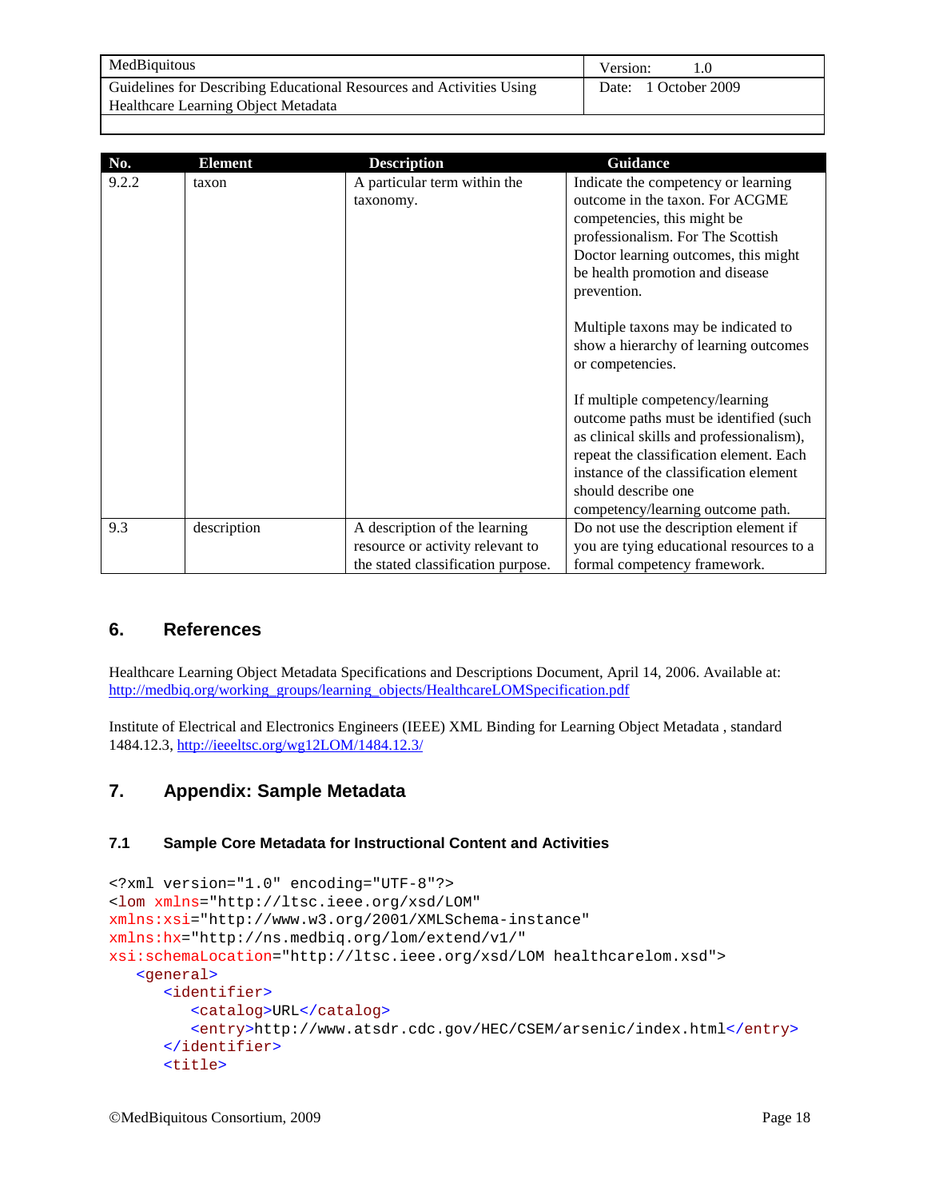| No. | Element | Description | Guidance |
|---|---|---|---|
| 9.2.2 | taxon | A particular term within the taxonomy. | Indicate the competency or learning outcome in the taxon. For ACGME competencies, this might be professionalism. For The Scottish Doctor learning outcomes, this might be health promotion and disease prevention.<br><br>Multiple taxons may be indicated to show a hierarchy of learning outcomes or competencies.<br><br>If multiple competency/learning outcome paths must be identified (such as clinical skills and professionalism), repeat the classification element. Each instance of the classification element should describe one competency/learning outcome path. |
| 9.3 | description | A description of the learning resource or activity relevant to the stated classification purpose. | Do not use the description element if you are tying educational resources to a formal competency framework. |

## 6. References

Healthcare Learning Object Metadata Specifications and Descriptions Document, April 14, 2006. Available at: http://medbiq.org/working_groups/learning_objects/HealthcareLOMSpecification.pdf

Institute of Electrical and Electronics Engineers (IEEE) XML Binding for Learning Object Metadata , standard 1484.12.3, http://ieeeltsc.org/wg12LOM/1484.12.3/

## 7. Appendix: Sample Metadata

### 7.1 Sample Core Metadata for Instructional Content and Activities

```
<?xml version="1.0" encoding="UTF-8"?>
<lom xmlns="http://ltsc.ieee.org/xsd/LOM"
xmlns:xsi="http://www.w3.org/2001/XMLSchema-instance"
xmlns:hx="http://ns.medbiq.org/lom/extend/v1/"
xsi:schemaLocation="http://ltsc.ieee.org/xsd/LOM healthcarelom.xsd">
   <general>
      <identifier>
         <catalog>URL</catalog>
         <entry>http://www.atsdr.cdc.gov/HEC/CSEM/arsenic/index.html</entry>
      </identifier>
      <title>
```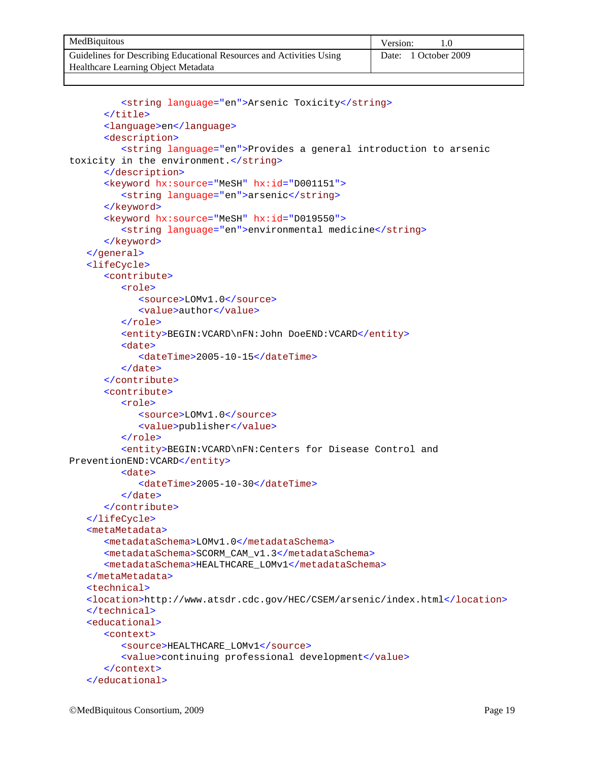```xml
         <string language="en">Arsenic Toxicity</string>
      </title>
      <language>en</language>
      <description>
         <string language="en">Provides a general introduction to arsenic
toxicity in the environment.</string>
      </description>
      <keyword hx:source="MeSH" hx:id="D001151">
         <string language="en">arsenic</string>
      </keyword>
      <keyword hx:source="MeSH" hx:id="D019550">
         <string language="en">environmental medicine</string>
      </keyword>
   </general>
   <lifeCycle>
      <contribute>
         <role>
            <source>LOMv1.0</source>
            <value>author</value>
         </role>
         <entity>BEGIN:VCARD\nFN:John DoeEND:VCARD</entity>
         <date>
            <dateTime>2005-10-15</dateTime>
         </date>
      </contribute>
      <contribute>
         <role>
            <source>LOMv1.0</source>
            <value>publisher</value>
         </role>
         <entity>BEGIN:VCARD\nFN:Centers for Disease Control and
PreventionEND:VCARD</entity>
         <date>
            <dateTime>2005-10-30</dateTime>
         </date>
      </contribute>
   </lifeCycle>
   <metaMetadata>
      <metadataSchema>LOMv1.0</metadataSchema>
      <metadataSchema>SCORM_CAM_v1.3</metadataSchema>
      <metadataSchema>HEALTHCARE_LOMv1</metadataSchema>
   </metaMetadata>
   <technical>
   <location>http://www.atsdr.cdc.gov/HEC/CSEM/arsenic/index.html</location>
   </technical>
   <educational>
      <context>
         <source>HEALTHCARE_LOMv1</source>
         <value>continuing professional development</value>
      </context>
   </educational>
```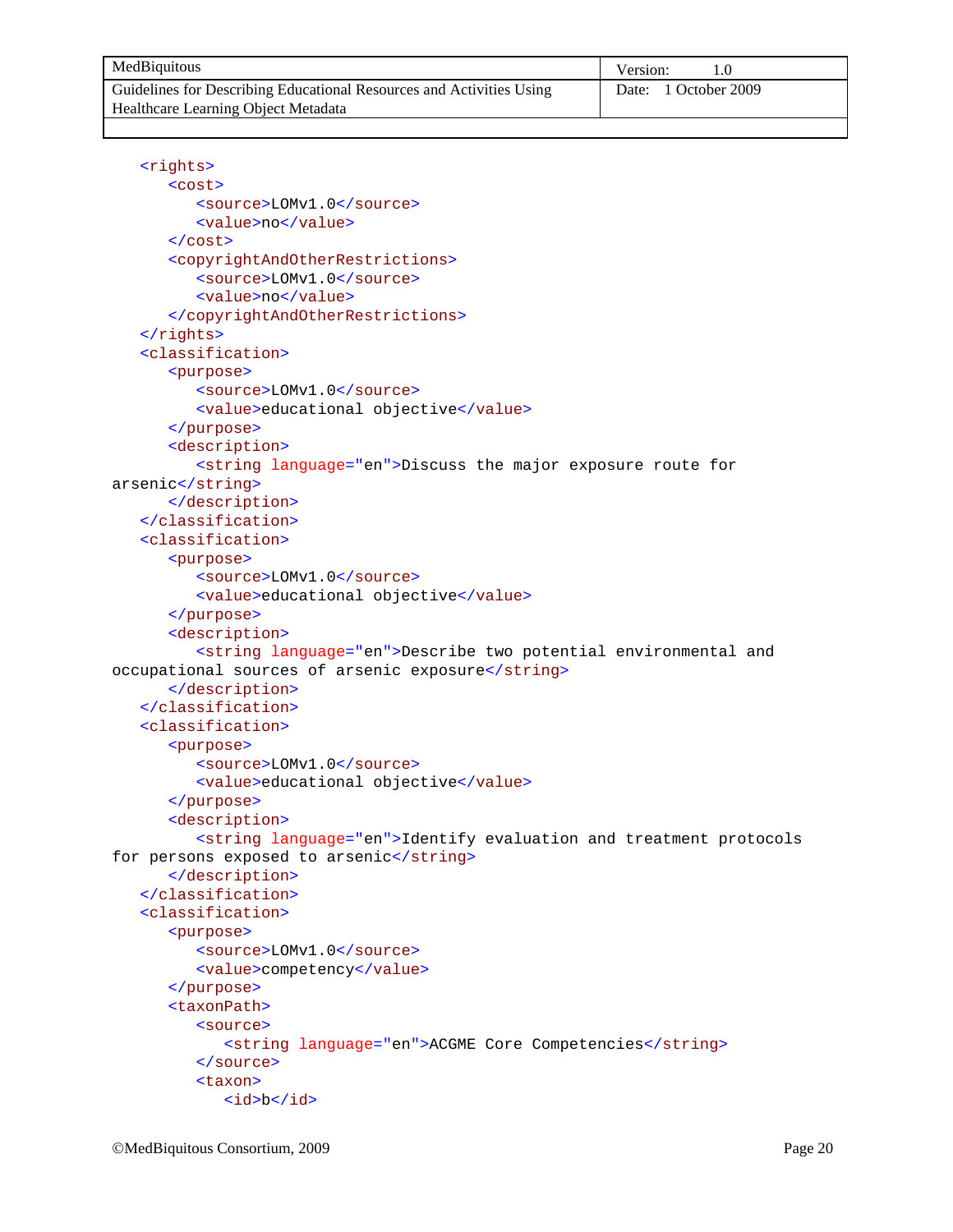```xml
   <rights>
      <cost>
         <source>LOMv1.0</source>
         <value>no</value>
      </cost>
      <copyrightAndOtherRestrictions>
         <source>LOMv1.0</source>
         <value>no</value>
      </copyrightAndOtherRestrictions>
   </rights>
   <classification>
      <purpose>
         <source>LOMv1.0</source>
         <value>educational objective</value>
      </purpose>
      <description>
         <string language="en">Discuss the major exposure route for 
arsenic</string>
      </description>
   </classification>
   <classification>
      <purpose>
         <source>LOMv1.0</source>
         <value>educational objective</value>
      </purpose>
      <description>
         <string language="en">Describe two potential environmental and 
occupational sources of arsenic exposure</string>
      </description>
   </classification>
   <classification>
      <purpose>
         <source>LOMv1.0</source>
         <value>educational objective</value>
      </purpose>
      <description>
         <string language="en">Identify evaluation and treatment protocols 
for persons exposed to arsenic</string>
      </description>
   </classification>
   <classification>
      <purpose>
         <source>LOMv1.0</source>
         <value>competency</value>
      </purpose>
      <taxonPath>
         <source>
            <string language="en">ACGME Core Competencies</string>
         </source>
         <taxon>
            <id>b</id>
```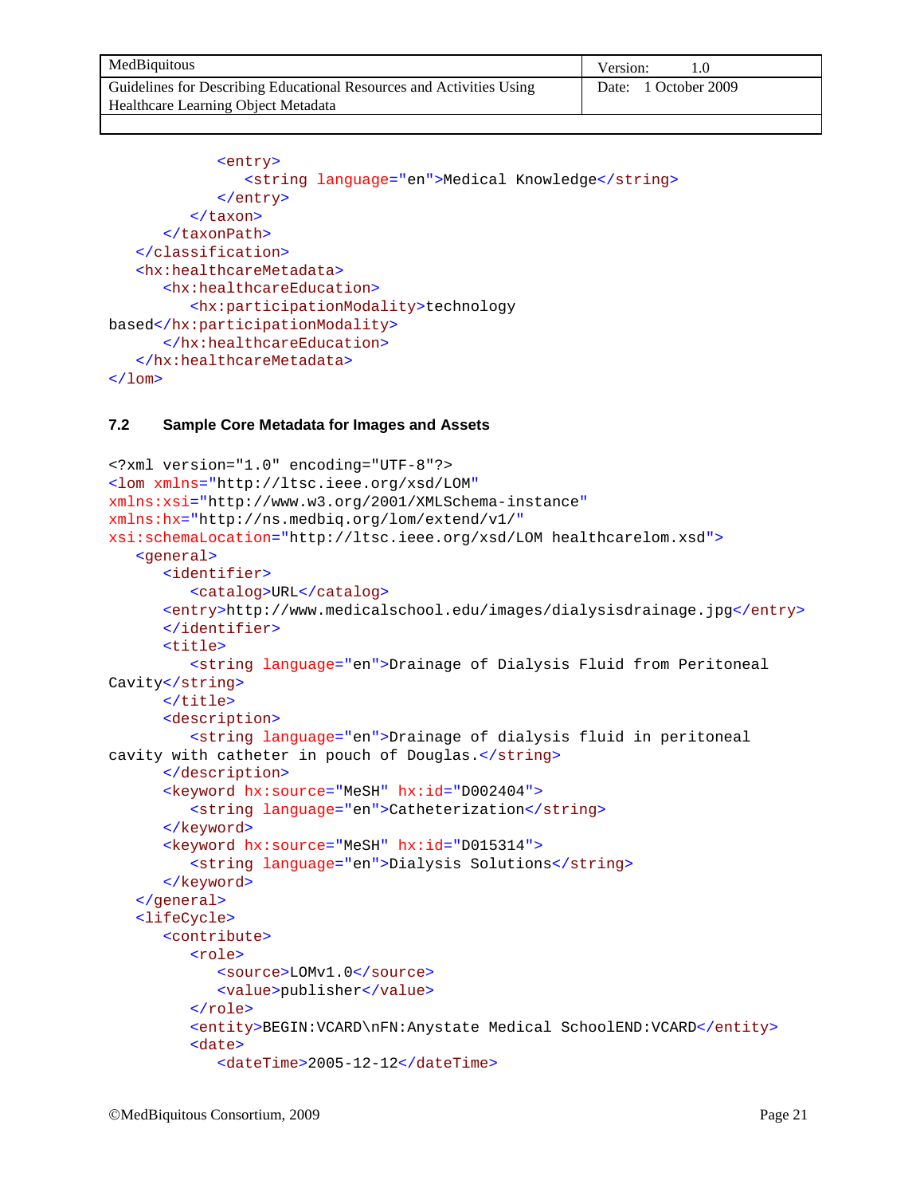```
            <entry>
               <string language="en">Medical Knowledge</string>
            </entry>
         </taxon>
      </taxonPath>
   </classification>
   <hx:healthcareMetadata>
      <hx:healthcareEducation>
         <hx:participationModality>technology 
based</hx:participationModality>
      </hx:healthcareEducation>
   </hx:healthcareMetadata>
</lom>
```

### 7.2 Sample Core Metadata for Images and Assets

```
<?xml version="1.0" encoding="UTF-8"?>
<lom xmlns="http://ltsc.ieee.org/xsd/LOM"
xmlns:xsi="http://www.w3.org/2001/XMLSchema-instance"
xmlns:hx="http://ns.medbiq.org/lom/extend/v1/"
xsi:schemaLocation="http://ltsc.ieee.org/xsd/LOM healthcarelom.xsd">
   <general>
      <identifier>
         <catalog>URL</catalog>
      <entry>http://www.medicalschool.edu/images/dialysisdrainage.jpg</entry>
      </identifier>
      <title>
         <string language="en">Drainage of Dialysis Fluid from Peritoneal 
Cavity</string>
      </title>
      <description>
         <string language="en">Drainage of dialysis fluid in peritoneal 
cavity with catheter in pouch of Douglas.</string>
      </description>
      <keyword hx:source="MeSH" hx:id="D002404">
         <string language="en">Catheterization</string>
      </keyword>
      <keyword hx:source="MeSH" hx:id="D015314">
         <string language="en">Dialysis Solutions</string>
      </keyword>
   </general>
   <lifeCycle>
      <contribute>
         <role>
            <source>LOMv1.0</source>
            <value>publisher</value>
         </role>
         <entity>BEGIN:VCARD\nFN:Anystate Medical SchoolEND:VCARD</entity>
         <date>
            <dateTime>2005-12-12</dateTime>
```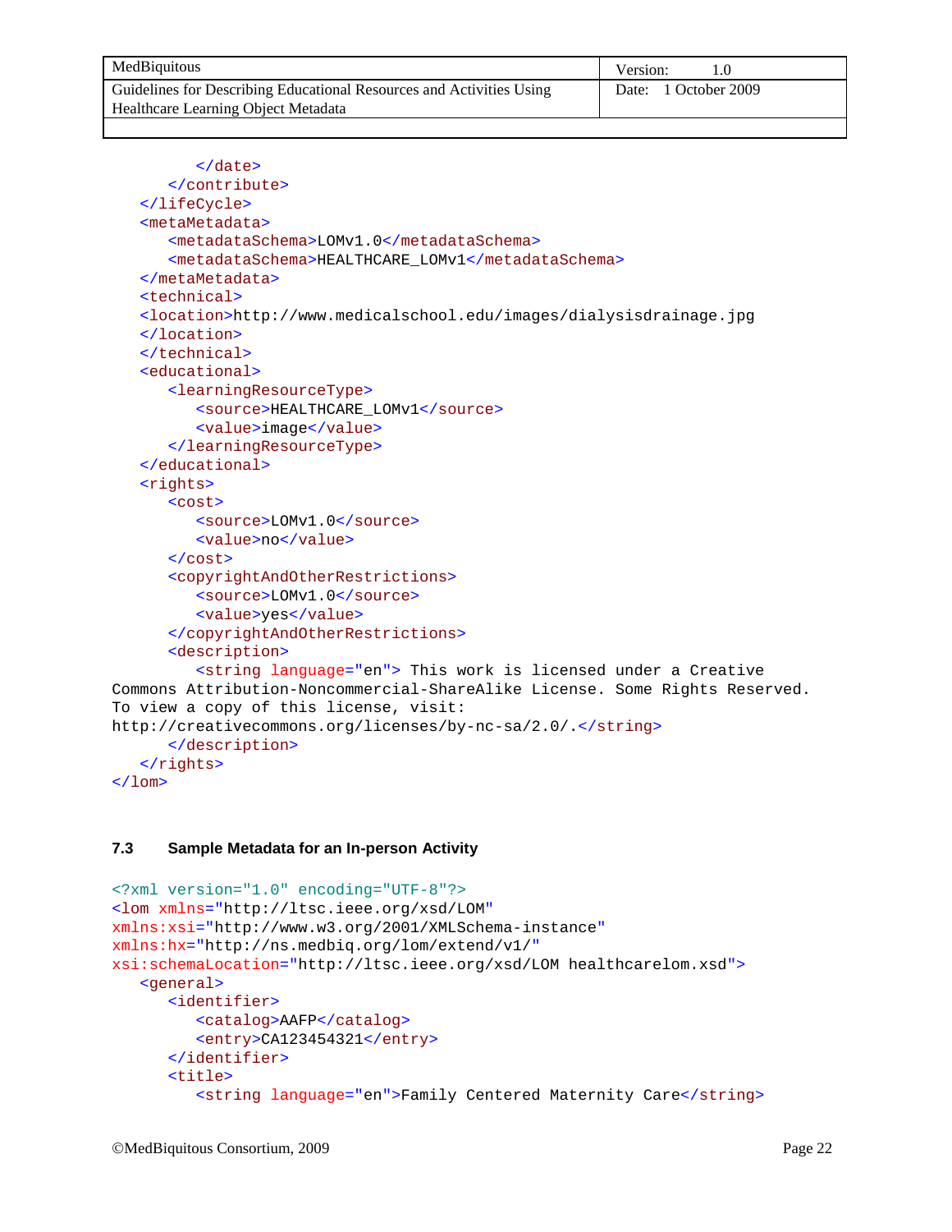```
        </date>
      </contribute>
   </lifeCycle>
   <metaMetadata>
      <metadataSchema>LOMv1.0</metadataSchema>
      <metadataSchema>HEALTHCARE_LOMv1</metadataSchema>
   </metaMetadata>
   <technical>
   <location>http://www.medicalschool.edu/images/dialysisdrainage.jpg
   </location>
   </technical>
   <educational>
      <learningResourceType>
         <source>HEALTHCARE_LOMv1</source>
         <value>image</value>
      </learningResourceType>
   </educational>
   <rights>
      <cost>
         <source>LOMv1.0</source>
         <value>no</value>
      </cost>
      <copyrightAndOtherRestrictions>
         <source>LOMv1.0</source>
         <value>yes</value>
      </copyrightAndOtherRestrictions>
      <description>
         <string language="en"> This work is licensed under a Creative
Commons Attribution-Noncommercial-ShareAlike License. Some Rights Reserved.
To view a copy of this license, visit:
http://creativecommons.org/licenses/by-nc-sa/2.0/.</string>
      </description>
   </rights>
</lom>
```

### 7.3 Sample Metadata for an In-person Activity

```
<?xml version="1.0" encoding="UTF-8"?>
<lom xmlns="http://ltsc.ieee.org/xsd/LOM"
xmlns:xsi="http://www.w3.org/2001/XMLSchema-instance"
xmlns:hx="http://ns.medbiq.org/lom/extend/v1/"
xsi:schemaLocation="http://ltsc.ieee.org/xsd/LOM healthcarelom.xsd">
   <general>
      <identifier>
         <catalog>AAFP</catalog>
         <entry>CA123454321</entry>
      </identifier>
      <title>
         <string language="en">Family Centered Maternity Care</string>
```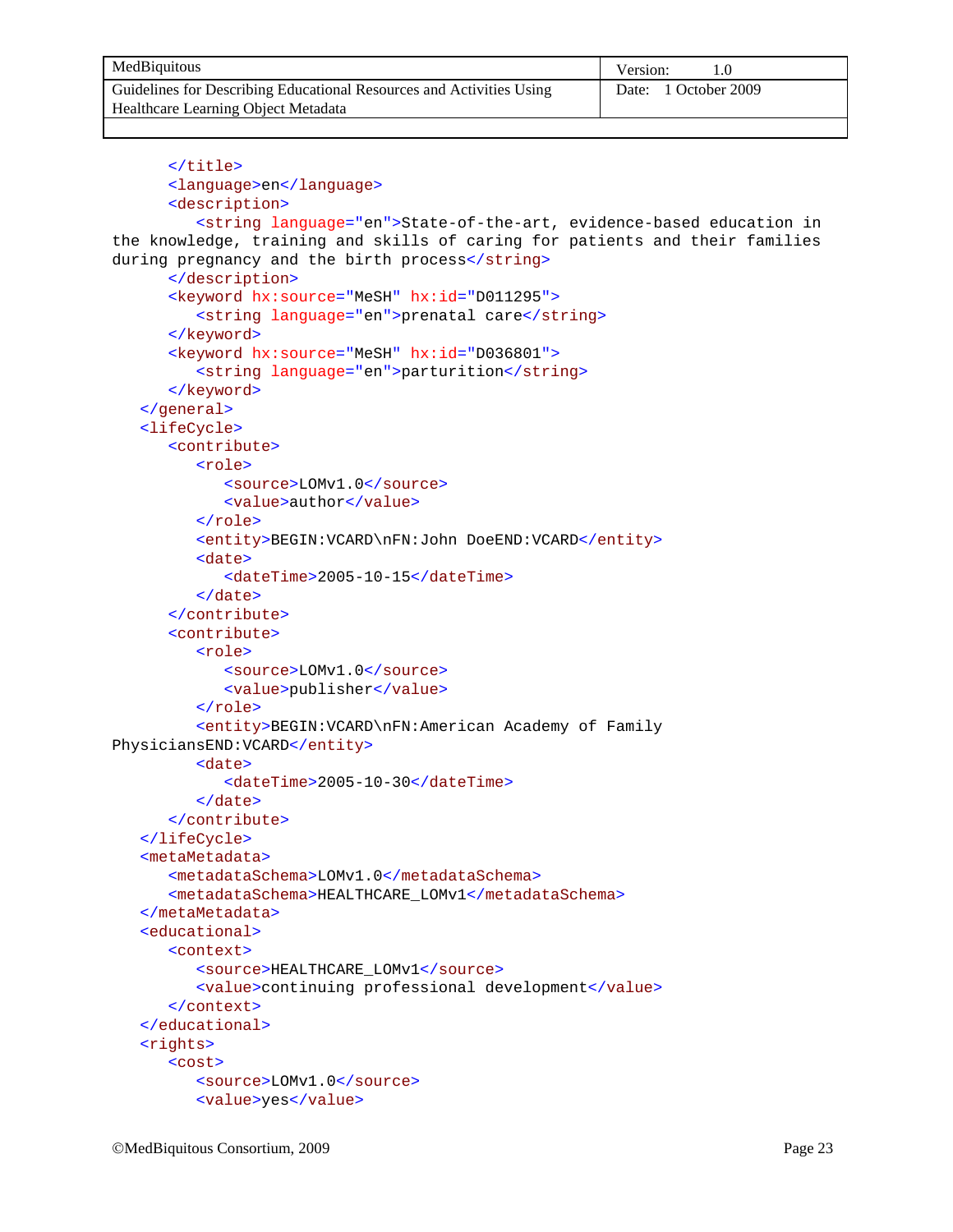```xml
      </title>
      <language>en</language>
      <description>
         <string language="en">State-of-the-art, evidence-based education in
the knowledge, training and skills of caring for patients and their families
during pregnancy and the birth process</string>
      </description>
      <keyword hx:source="MeSH" hx:id="D011295">
         <string language="en">prenatal care</string>
      </keyword>
      <keyword hx:source="MeSH" hx:id="D036801">
         <string language="en">parturition</string>
      </keyword>
   </general>
   <lifeCycle>
      <contribute>
         <role>
            <source>LOMv1.0</source>
            <value>author</value>
         </role>
         <entity>BEGIN:VCARD\nFN:John DoeEND:VCARD</entity>
         <date>
            <dateTime>2005-10-15</dateTime>
         </date>
      </contribute>
      <contribute>
         <role>
            <source>LOMv1.0</source>
            <value>publisher</value>
         </role>
         <entity>BEGIN:VCARD\nFN:American Academy of Family
PhysiciansEND:VCARD</entity>
         <date>
            <dateTime>2005-10-30</dateTime>
         </date>
      </contribute>
   </lifeCycle>
   <metaMetadata>
      <metadataSchema>LOMv1.0</metadataSchema>
      <metadataSchema>HEALTHCARE_LOMv1</metadataSchema>
   </metaMetadata>
   <educational>
      <context>
         <source>HEALTHCARE_LOMv1</source>
         <value>continuing professional development</value>
      </context>
   </educational>
   <rights>
      <cost>
         <source>LOMv1.0</source>
         <value>yes</value>
```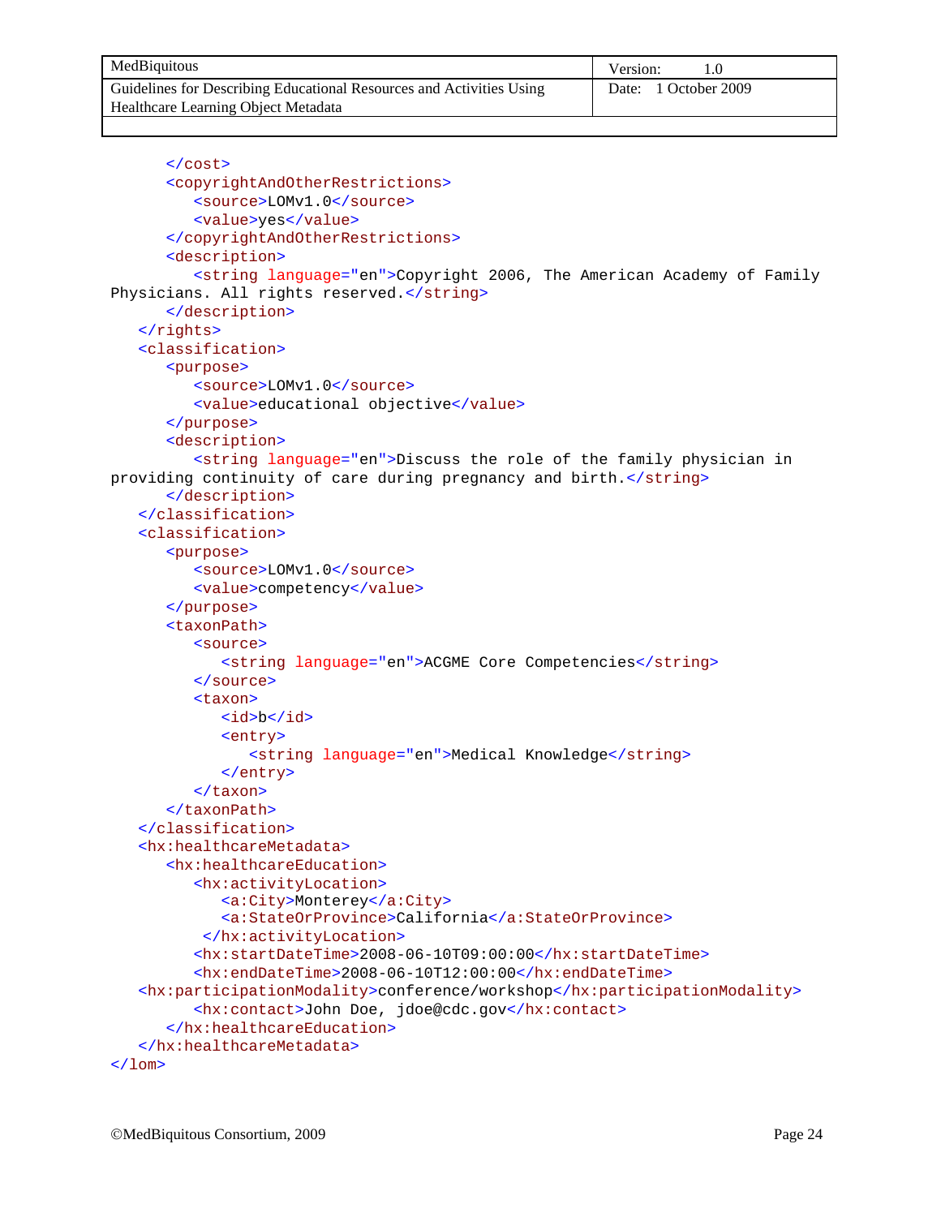```
      </cost>
      <copyrightAndOtherRestrictions>
         <source>LOMv1.0</source>
         <value>yes</value>
      </copyrightAndOtherRestrictions>
      <description>
         <string language="en">Copyright 2006, The American Academy of Family
Physicians. All rights reserved.</string>
      </description>
   </rights>
   <classification>
      <purpose>
         <source>LOMv1.0</source>
         <value>educational objective</value>
      </purpose>
      <description>
         <string language="en">Discuss the role of the family physician in
providing continuity of care during pregnancy and birth.</string>
      </description>
   </classification>
   <classification>
      <purpose>
         <source>LOMv1.0</source>
         <value>competency</value>
      </purpose>
      <taxonPath>
         <source>
            <string language="en">ACGME Core Competencies</string>
         </source>
         <taxon>
            <id>b</id>
            <entry>
               <string language="en">Medical Knowledge</string>
            </entry>
         </taxon>
      </taxonPath>
   </classification>
   <hx:healthcareMetadata>
      <hx:healthcareEducation>
         <hx:activityLocation>
            <a:City>Monterey</a:City>
            <a:StateOrProvince>California</a:StateOrProvince>
          </hx:activityLocation>
         <hx:startDateTime>2008-06-10T09:00:00</hx:startDateTime>
         <hx:endDateTime>2008-06-10T12:00:00</hx:endDateTime>
   <hx:participationModality>conference/workshop</hx:participationModality>
         <hx:contact>John Doe, jdoe@cdc.gov</hx:contact>
      </hx:healthcareEducation>
   </hx:healthcareMetadata>
</lom>
```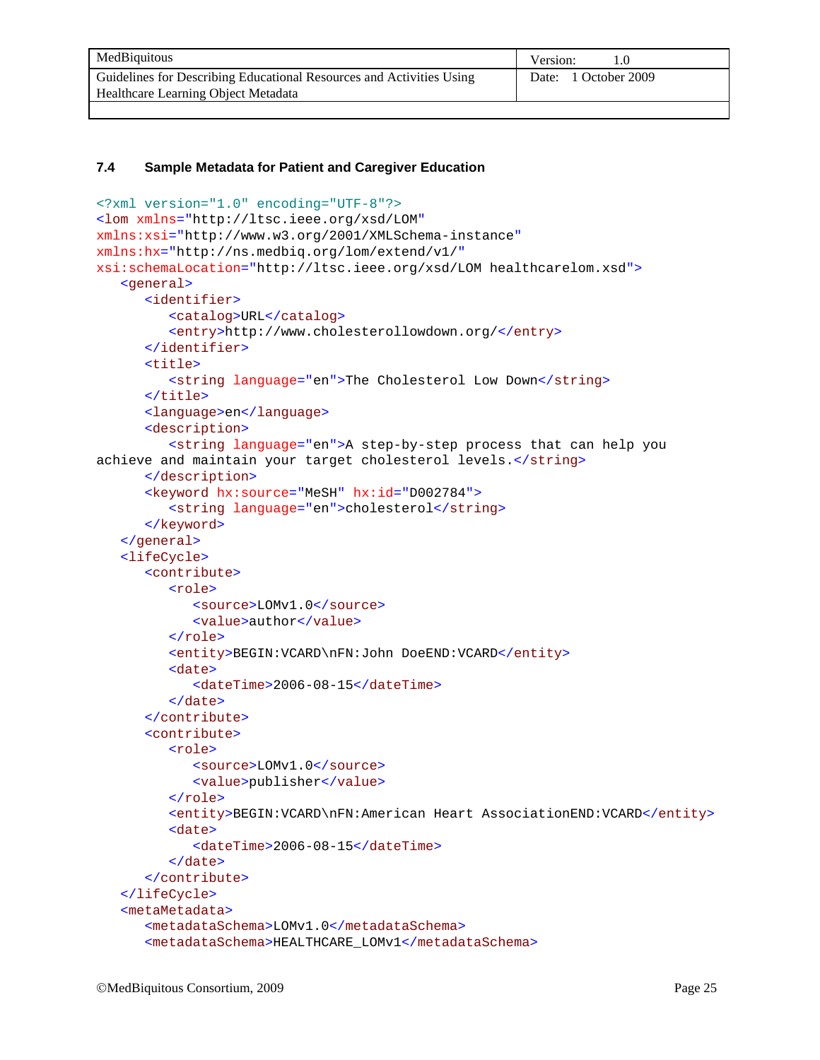### 7.4 Sample Metadata for Patient and Caregiver Education

```
<?xml version="1.0" encoding="UTF-8"?>
<lom xmlns="http://ltsc.ieee.org/xsd/LOM"
xmlns:xsi="http://www.w3.org/2001/XMLSchema-instance"
xmlns:hx="http://ns.medbiq.org/lom/extend/v1/"
xsi:schemaLocation="http://ltsc.ieee.org/xsd/LOM healthcarelom.xsd">
   <general>
      <identifier>
         <catalog>URL</catalog>
         <entry>http://www.cholesterollowdown.org/</entry>
      </identifier>
      <title>
         <string language="en">The Cholesterol Low Down</string>
      </title>
      <language>en</language>
      <description>
         <string language="en">A step-by-step process that can help you
achieve and maintain your target cholesterol levels.</string>
      </description>
      <keyword hx:source="MeSH" hx:id="D002784">
         <string language="en">cholesterol</string>
      </keyword>
   </general>
   <lifeCycle>
      <contribute>
         <role>
            <source>LOMv1.0</source>
            <value>author</value>
         </role>
         <entity>BEGIN:VCARD\nFN:John DoeEND:VCARD</entity>
         <date>
            <dateTime>2006-08-15</dateTime>
         </date>
      </contribute>
      <contribute>
         <role>
            <source>LOMv1.0</source>
            <value>publisher</value>
         </role>
         <entity>BEGIN:VCARD\nFN:American Heart AssociationEND:VCARD</entity>
         <date>
            <dateTime>2006-08-15</dateTime>
         </date>
      </contribute>
   </lifeCycle>
   <metaMetadata>
      <metadataSchema>LOMv1.0</metadataSchema>
      <metadataSchema>HEALTHCARE_LOMv1</metadataSchema>
```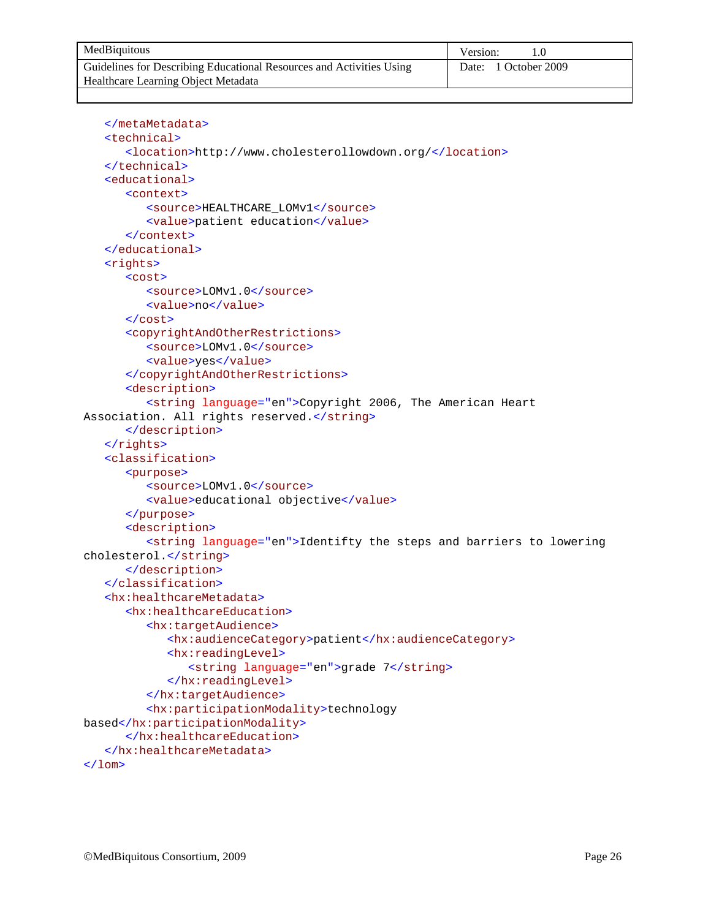```xml
   </metaMetadata>
   <technical>
      <location>http://www.cholesterollowdown.org/</location>
   </technical>
   <educational>
      <context>
         <source>HEALTHCARE_LOMv1</source>
         <value>patient education</value>
      </context>
   </educational>
   <rights>
      <cost>
         <source>LOMv1.0</source>
         <value>no</value>
      </cost>
      <copyrightAndOtherRestrictions>
         <source>LOMv1.0</source>
         <value>yes</value>
      </copyrightAndOtherRestrictions>
      <description>
         <string language="en">Copyright 2006, The American Heart
Association. All rights reserved.</string>
      </description>
   </rights>
   <classification>
      <purpose>
         <source>LOMv1.0</source>
         <value>educational objective</value>
      </purpose>
      <description>
         <string language="en">Identifty the steps and barriers to lowering
cholesterol.</string>
      </description>
   </classification>
   <hx:healthcareMetadata>
      <hx:healthcareEducation>
         <hx:targetAudience>
            <hx:audienceCategory>patient</hx:audienceCategory>
            <hx:readingLevel>
               <string language="en">grade 7</string>
            </hx:readingLevel>
         </hx:targetAudience>
         <hx:participationModality>technology
based</hx:participationModality>
      </hx:healthcareEducation>
   </hx:healthcareMetadata>
</lom>
```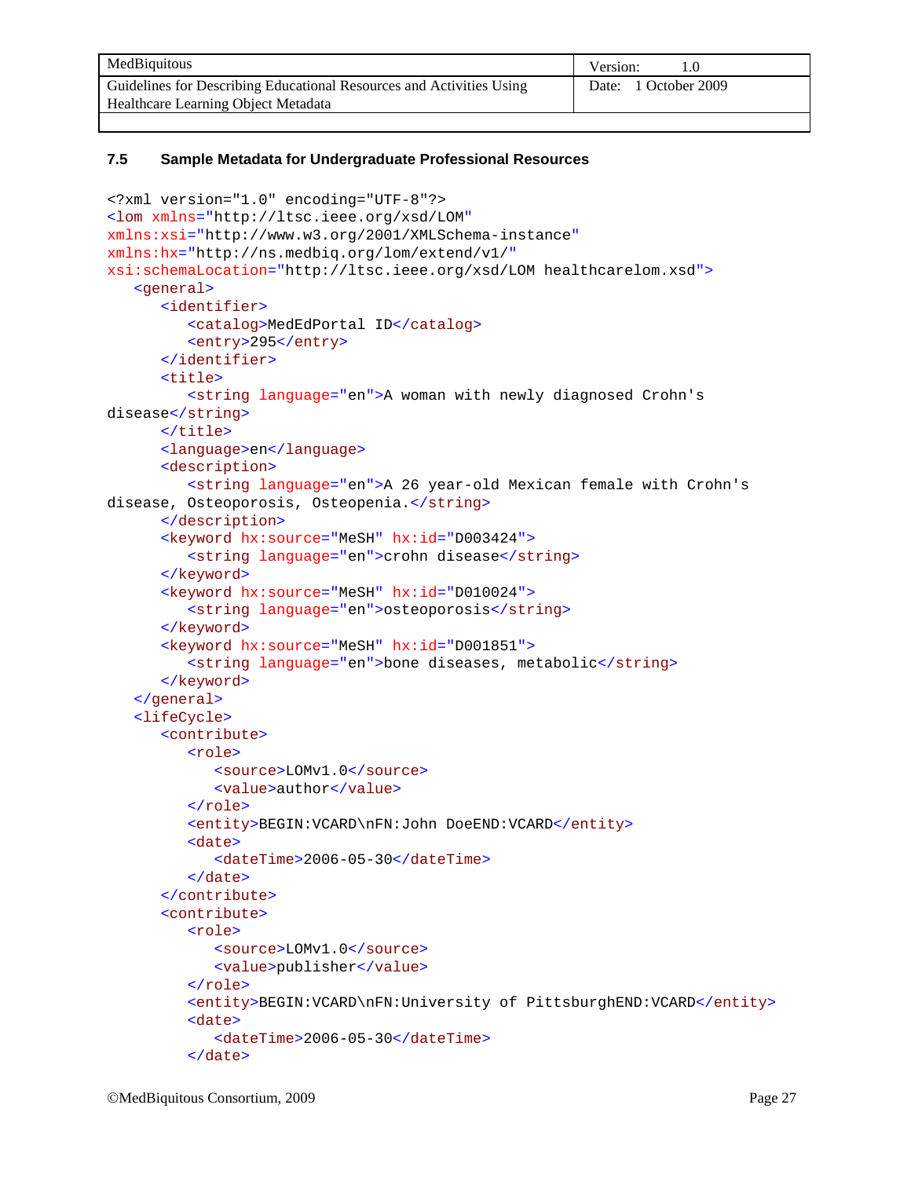### 7.5 Sample Metadata for Undergraduate Professional Resources

```
<?xml version="1.0" encoding="UTF-8"?>
<lom xmlns="http://ltsc.ieee.org/xsd/LOM"
xmlns:xsi="http://www.w3.org/2001/XMLSchema-instance"
xmlns:hx="http://ns.medbiq.org/lom/extend/v1/"
xsi:schemaLocation="http://ltsc.ieee.org/xsd/LOM healthcarelom.xsd">
   <general>
      <identifier>
         <catalog>MedEdPortal ID</catalog>
         <entry>295</entry>
      </identifier>
      <title>
         <string language="en">A woman with newly diagnosed Crohn's
disease</string>
      </title>
      <language>en</language>
      <description>
         <string language="en">A 26 year-old Mexican female with Crohn's
disease, Osteoporosis, Osteopenia.</string>
      </description>
      <keyword hx:source="MeSH" hx:id="D003424">
         <string language="en">crohn disease</string>
      </keyword>
      <keyword hx:source="MeSH" hx:id="D010024">
         <string language="en">osteoporosis</string>
      </keyword>
      <keyword hx:source="MeSH" hx:id="D001851">
         <string language="en">bone diseases, metabolic</string>
      </keyword>
   </general>
   <lifeCycle>
      <contribute>
         <role>
            <source>LOMv1.0</source>
            <value>author</value>
         </role>
         <entity>BEGIN:VCARD\nFN:John DoeEND:VCARD</entity>
         <date>
            <dateTime>2006-05-30</dateTime>
         </date>
      </contribute>
      <contribute>
         <role>
            <source>LOMv1.0</source>
            <value>publisher</value>
         </role>
         <entity>BEGIN:VCARD\nFN:University of PittsburghEND:VCARD</entity>
         <date>
            <dateTime>2006-05-30</dateTime>
         </date>
```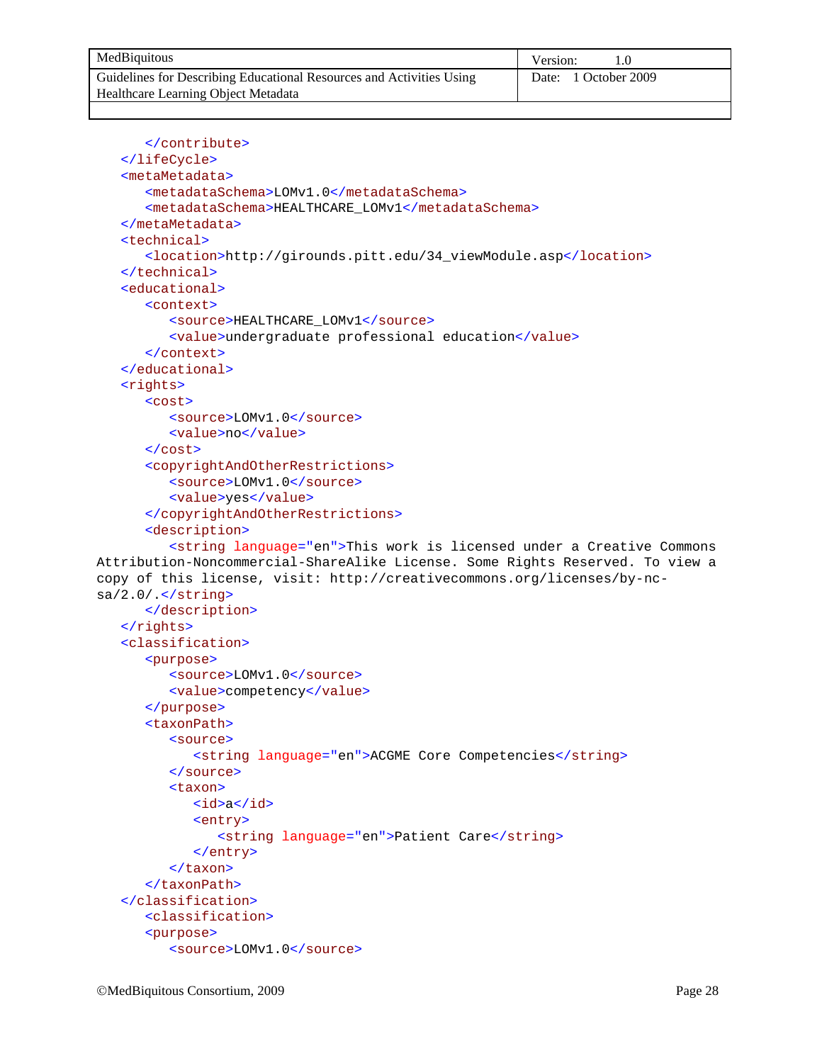```
      </contribute>
   </lifeCycle>
   <metaMetadata>
      <metadataSchema>LOMv1.0</metadataSchema>
      <metadataSchema>HEALTHCARE_LOMv1</metadataSchema>
   </metaMetadata>
   <technical>
      <location>http://girounds.pitt.edu/34_viewModule.asp</location>
   </technical>
   <educational>
      <context>
         <source>HEALTHCARE_LOMv1</source>
         <value>undergraduate professional education</value>
      </context>
   </educational>
   <rights>
      <cost>
         <source>LOMv1.0</source>
         <value>no</value>
      </cost>
      <copyrightAndOtherRestrictions>
         <source>LOMv1.0</source>
         <value>yes</value>
      </copyrightAndOtherRestrictions>
      <description>
         <string language="en">This work is licensed under a Creative Commons
Attribution-Noncommercial-ShareAlike License. Some Rights Reserved. To view a
copy of this license, visit: http://creativecommons.org/licenses/by-nc-
sa/2.0/.</string>
      </description>
   </rights>
   <classification>
      <purpose>
         <source>LOMv1.0</source>
         <value>competency</value>
      </purpose>
      <taxonPath>
         <source>
            <string language="en">ACGME Core Competencies</string>
         </source>
         <taxon>
            <id>a</id>
            <entry>
               <string language="en">Patient Care</string>
            </entry>
         </taxon>
      </taxonPath>
   </classification>
      <classification>
      <purpose>
         <source>LOMv1.0</source>
```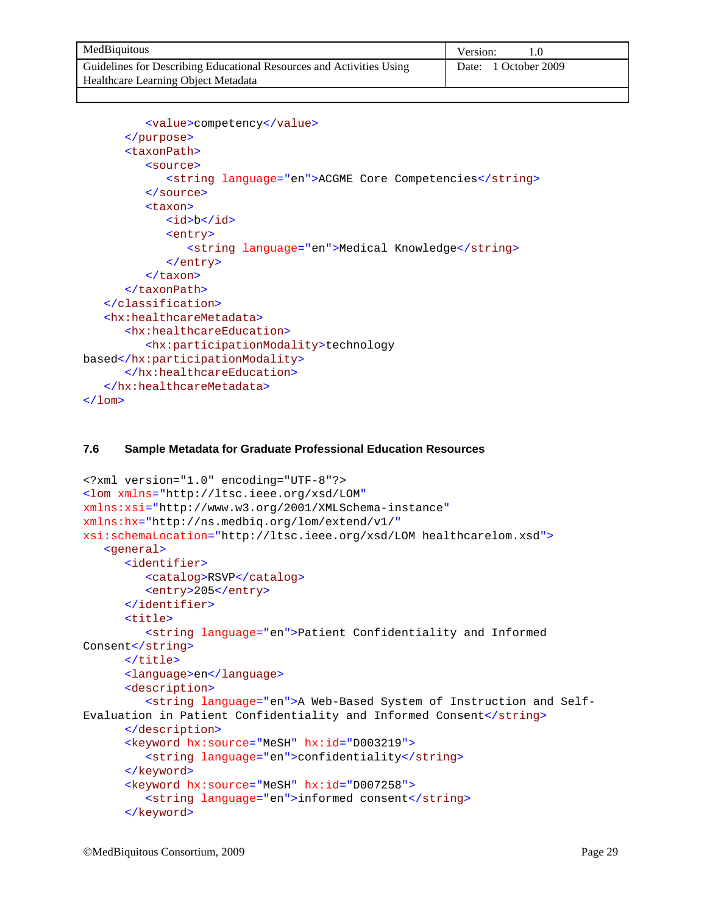```xml
            <value>competency</value>
         </purpose>
         <taxonPath>
            <source>
               <string language="en">ACGME Core Competencies</string>
            </source>
            <taxon>
               <id>b</id>
               <entry>
                  <string language="en">Medical Knowledge</string>
               </entry>
            </taxon>
         </taxonPath>
      </classification>
      <hx:healthcareMetadata>
         <hx:healthcareEducation>
            <hx:participationModality>technology 
based</hx:participationModality>
         </hx:healthcareEducation>
      </hx:healthcareMetadata>
</lom>
```

### 7.6 Sample Metadata for Graduate Professional Education Resources

```xml
<?xml version="1.0" encoding="UTF-8"?>
<lom xmlns="http://ltsc.ieee.org/xsd/LOM" 
xmlns:xsi="http://www.w3.org/2001/XMLSchema-instance" 
xmlns:hx="http://ns.medbiq.org/lom/extend/v1/" 
xsi:schemaLocation="http://ltsc.ieee.org/xsd/LOM healthcarelom.xsd">
   <general>
      <identifier>
         <catalog>RSVP</catalog>
         <entry>205</entry>
      </identifier>
      <title>
         <string language="en">Patient Confidentiality and Informed 
Consent</string>
      </title>
      <language>en</language>
      <description>
         <string language="en">A Web-Based System of Instruction and Self-
Evaluation in Patient Confidentiality and Informed Consent</string>
      </description>
      <keyword hx:source="MeSH" hx:id="D003219">
         <string language="en">confidentiality</string>
      </keyword>
      <keyword hx:source="MeSH" hx:id="D007258">
         <string language="en">informed consent</string>
      </keyword>
```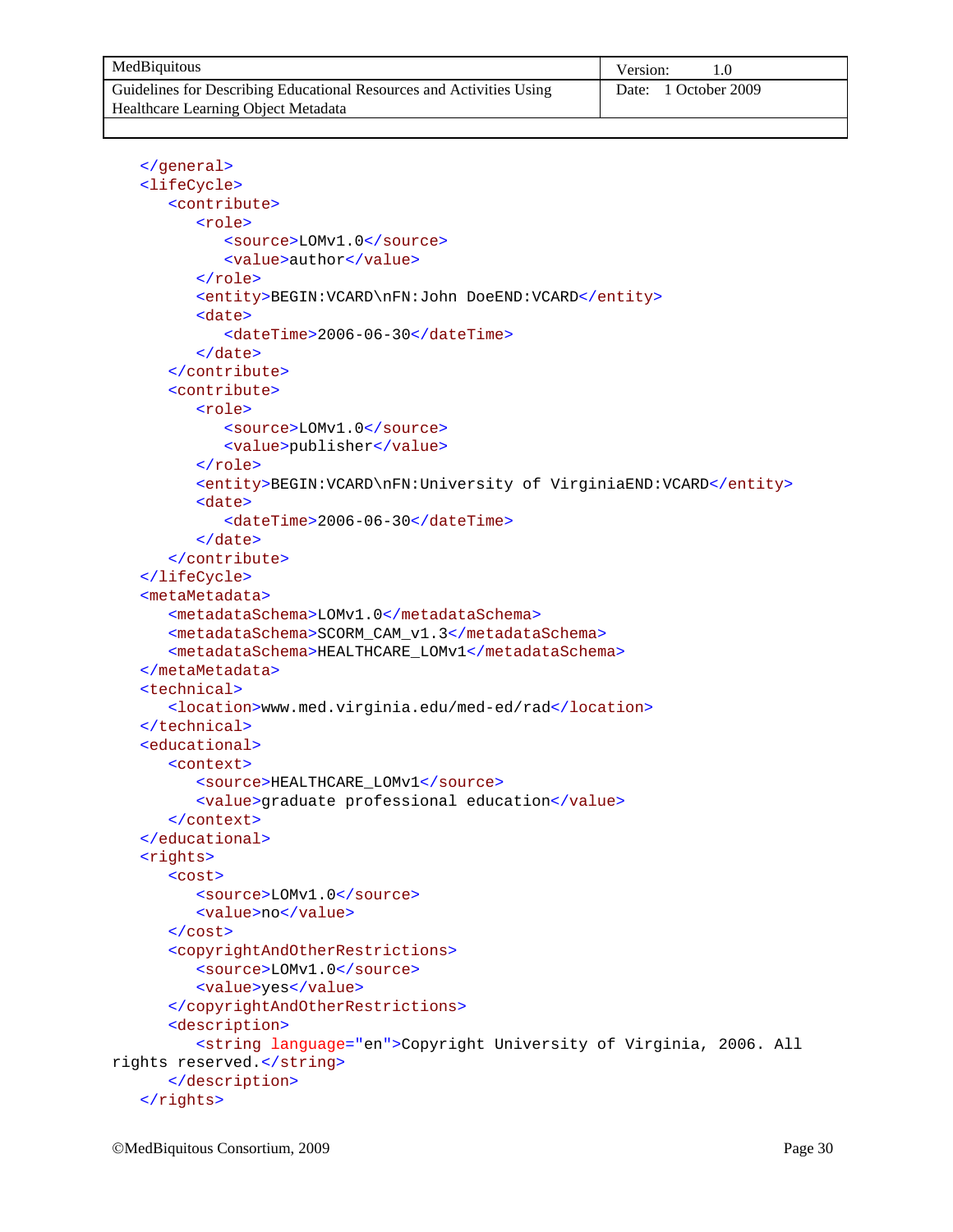```xml
   </general>
   <lifeCycle>
      <contribute>
         <role>
            <source>LOMv1.0</source>
            <value>author</value>
         </role>
         <entity>BEGIN:VCARD\nFN:John DoeEND:VCARD</entity>
         <date>
            <dateTime>2006-06-30</dateTime>
         </date>
      </contribute>
      <contribute>
         <role>
            <source>LOMv1.0</source>
            <value>publisher</value>
         </role>
         <entity>BEGIN:VCARD\nFN:University of VirginiaEND:VCARD</entity>
         <date>
            <dateTime>2006-06-30</dateTime>
         </date>
      </contribute>
   </lifeCycle>
   <metaMetadata>
      <metadataSchema>LOMv1.0</metadataSchema>
      <metadataSchema>SCORM_CAM_v1.3</metadataSchema>
      <metadataSchema>HEALTHCARE_LOMv1</metadataSchema>
   </metaMetadata>
   <technical>
      <location>www.med.virginia.edu/med-ed/rad</location>
   </technical>
   <educational>
      <context>
         <source>HEALTHCARE_LOMv1</source>
         <value>graduate professional education</value>
      </context>
   </educational>
   <rights>
      <cost>
         <source>LOMv1.0</source>
         <value>no</value>
      </cost>
      <copyrightAndOtherRestrictions>
         <source>LOMv1.0</source>
         <value>yes</value>
      </copyrightAndOtherRestrictions>
      <description>
         <string language="en">Copyright University of Virginia, 2006. All
rights reserved.</string>
      </description>
   </rights>
```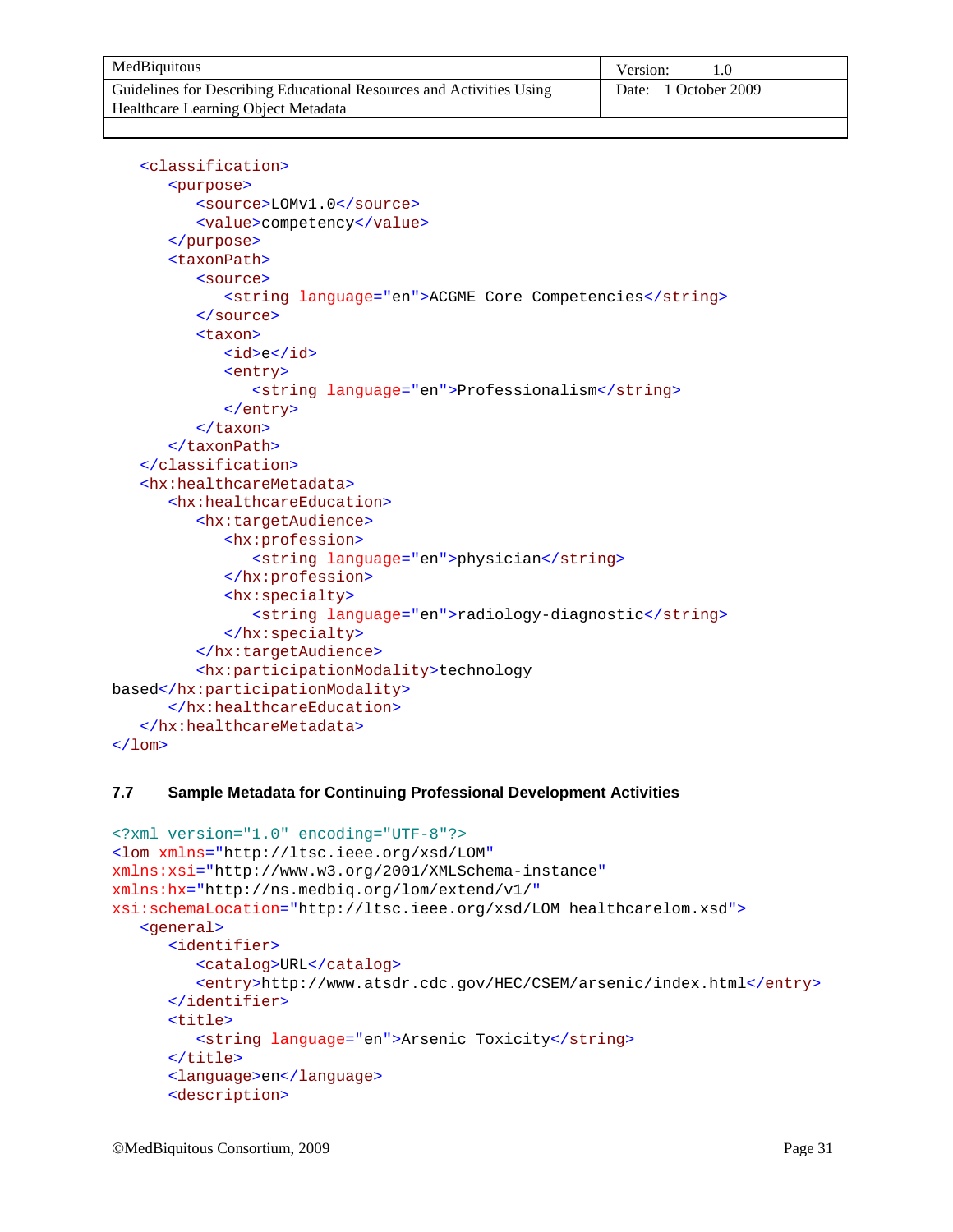```xml
   <classification>
      <purpose>
         <source>LOMv1.0</source>
         <value>competency</value>
      </purpose>
      <taxonPath>
         <source>
            <string language="en">ACGME Core Competencies</string>
         </source>
         <taxon>
            <id>e</id>
            <entry>
               <string language="en">Professionalism</string>
            </entry>
         </taxon>
      </taxonPath>
   </classification>
   <hx:healthcareMetadata>
      <hx:healthcareEducation>
         <hx:targetAudience>
            <hx:profession>
               <string language="en">physician</string>
            </hx:profession>
            <hx:specialty>
               <string language="en">radiology-diagnostic</string>
            </hx:specialty>
         </hx:targetAudience>
         <hx:participationModality>technology
based</hx:participationModality>
      </hx:healthcareEducation>
   </hx:healthcareMetadata>
</lom>
```

### 7.7 Sample Metadata for Continuing Professional Development Activities

```xml
<?xml version="1.0" encoding="UTF-8"?>
<lom xmlns="http://ltsc.ieee.org/xsd/LOM"
xmlns:xsi="http://www.w3.org/2001/XMLSchema-instance"
xmlns:hx="http://ns.medbiq.org/lom/extend/v1/"
xsi:schemaLocation="http://ltsc.ieee.org/xsd/LOM healthcarelom.xsd">
   <general>
      <identifier>
         <catalog>URL</catalog>
         <entry>http://www.atsdr.cdc.gov/HEC/CSEM/arsenic/index.html</entry>
      </identifier>
      <title>
         <string language="en">Arsenic Toxicity</string>
      </title>
      <language>en</language>
      <description>
```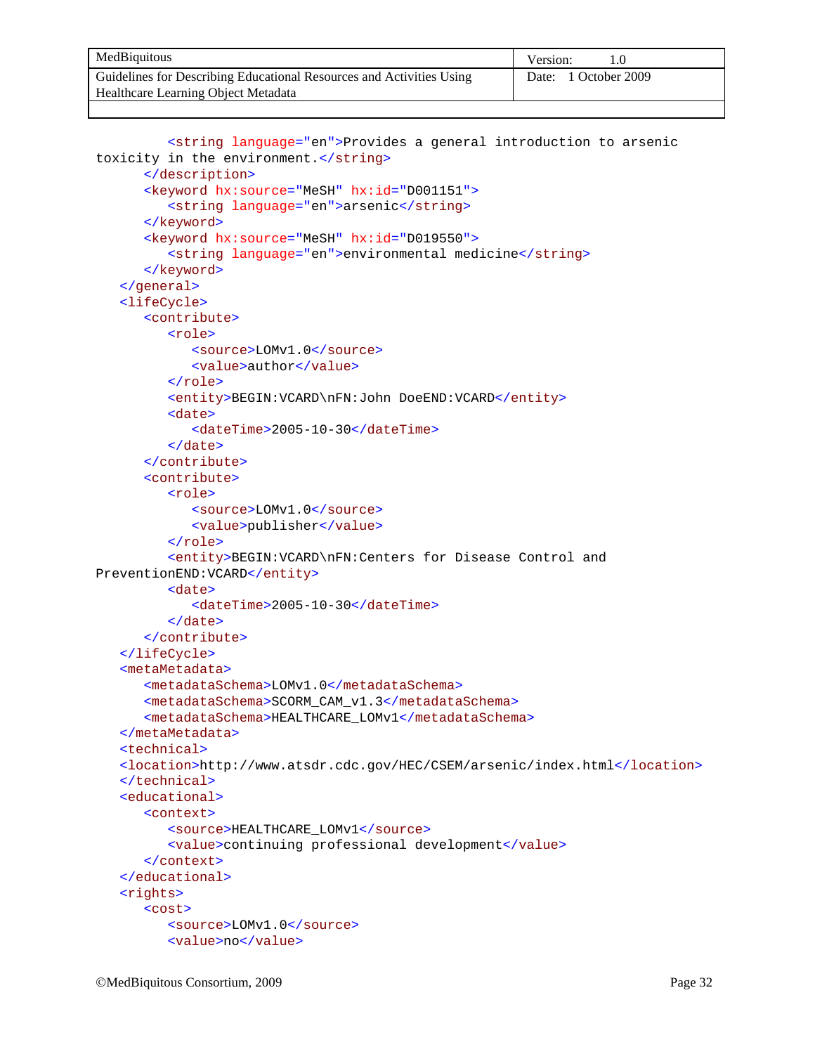```
         <string language="en">Provides a general introduction to arsenic
toxicity in the environment.</string>
      </description>
      <keyword hx:source="MeSH" hx:id="D001151">
         <string language="en">arsenic</string>
      </keyword>
      <keyword hx:source="MeSH" hx:id="D019550">
         <string language="en">environmental medicine</string>
      </keyword>
   </general>
   <lifeCycle>
      <contribute>
         <role>
            <source>LOMv1.0</source>
            <value>author</value>
         </role>
         <entity>BEGIN:VCARD\nFN:John DoeEND:VCARD</entity>
         <date>
            <dateTime>2005-10-30</dateTime>
         </date>
      </contribute>
      <contribute>
         <role>
            <source>LOMv1.0</source>
            <value>publisher</value>
         </role>
         <entity>BEGIN:VCARD\nFN:Centers for Disease Control and
PreventionEND:VCARD</entity>
         <date>
            <dateTime>2005-10-30</dateTime>
         </date>
      </contribute>
   </lifeCycle>
   <metaMetadata>
      <metadataSchema>LOMv1.0</metadataSchema>
      <metadataSchema>SCORM_CAM_v1.3</metadataSchema>
      <metadataSchema>HEALTHCARE_LOMv1</metadataSchema>
   </metaMetadata>
   <technical>
   <location>http://www.atsdr.cdc.gov/HEC/CSEM/arsenic/index.html</location>
   </technical>
   <educational>
      <context>
         <source>HEALTHCARE_LOMv1</source>
         <value>continuing professional development</value>
      </context>
   </educational>
   <rights>
      <cost>
         <source>LOMv1.0</source>
         <value>no</value>
```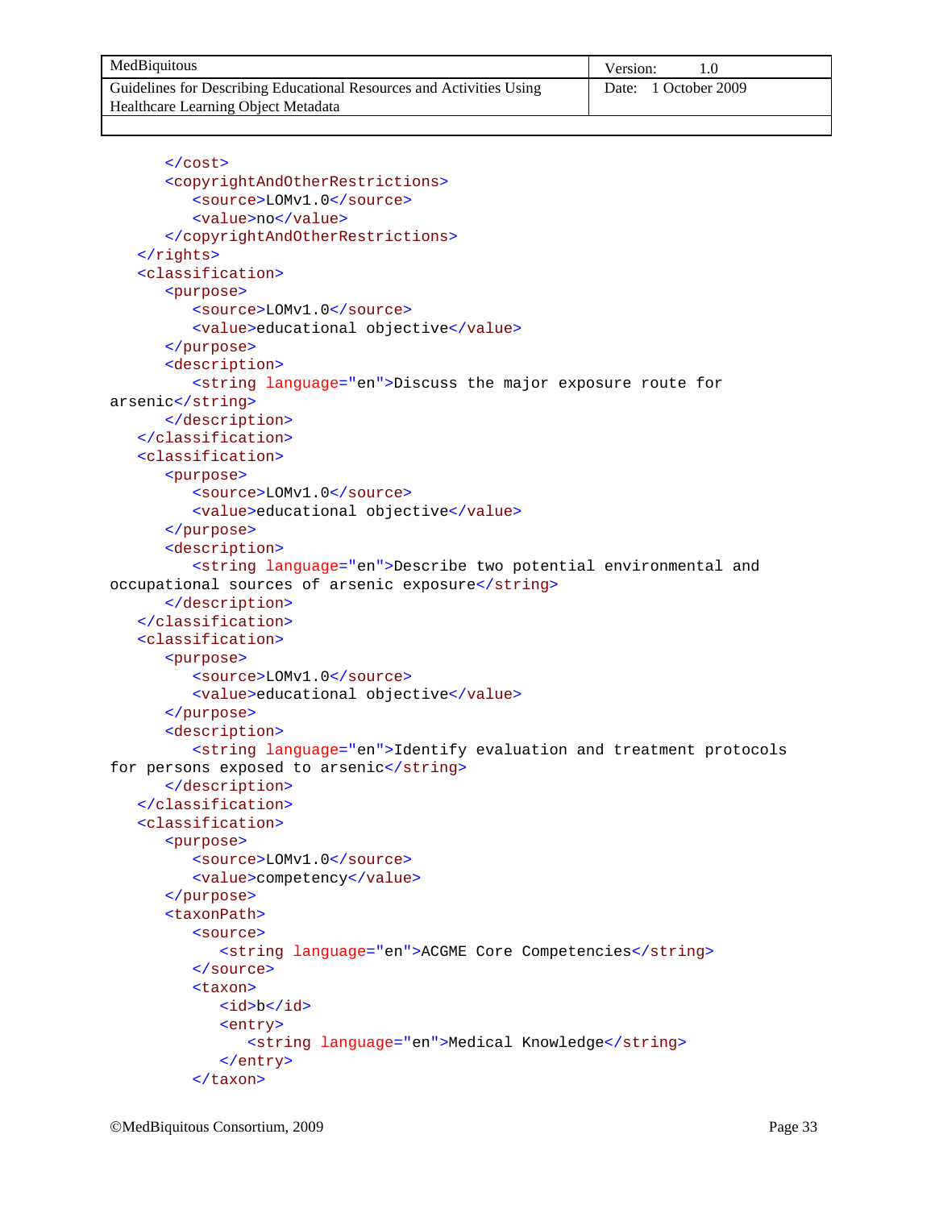```xml
      </cost>
      <copyrightAndOtherRestrictions>
         <source>LOMv1.0</source>
         <value>no</value>
      </copyrightAndOtherRestrictions>
   </rights>
   <classification>
      <purpose>
         <source>LOMv1.0</source>
         <value>educational objective</value>
      </purpose>
      <description>
         <string language="en">Discuss the major exposure route for
arsenic</string>
      </description>
   </classification>
   <classification>
      <purpose>
         <source>LOMv1.0</source>
         <value>educational objective</value>
      </purpose>
      <description>
         <string language="en">Describe two potential environmental and
occupational sources of arsenic exposure</string>
      </description>
   </classification>
   <classification>
      <purpose>
         <source>LOMv1.0</source>
         <value>educational objective</value>
      </purpose>
      <description>
         <string language="en">Identify evaluation and treatment protocols
for persons exposed to arsenic</string>
      </description>
   </classification>
   <classification>
      <purpose>
         <source>LOMv1.0</source>
         <value>competency</value>
      </purpose>
      <taxonPath>
         <source>
            <string language="en">ACGME Core Competencies</string>
         </source>
         <taxon>
            <id>b</id>
            <entry>
               <string language="en">Medical Knowledge</string>
            </entry>
         </taxon>
```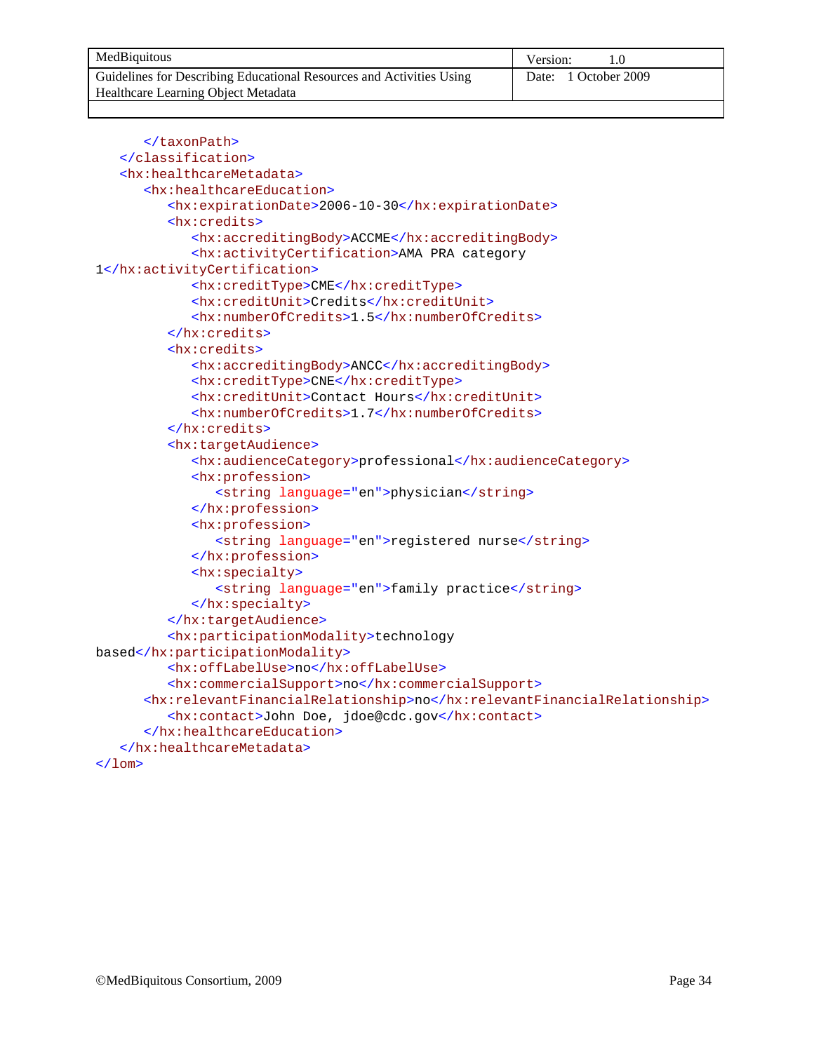```
      </taxonPath>
   </classification>
   <hx:healthcareMetadata>
      <hx:healthcareEducation>
         <hx:expirationDate>2006-10-30</hx:expirationDate>
         <hx:credits>
            <hx:accreditingBody>ACCME</hx:accreditingBody>
            <hx:activityCertification>AMA PRA category
1</hx:activityCertification>
            <hx:creditType>CME</hx:creditType>
            <hx:creditUnit>Credits</hx:creditUnit>
            <hx:numberOfCredits>1.5</hx:numberOfCredits>
         </hx:credits>
         <hx:credits>
            <hx:accreditingBody>ANCC</hx:accreditingBody>
            <hx:creditType>CNE</hx:creditType>
            <hx:creditUnit>Contact Hours</hx:creditUnit>
            <hx:numberOfCredits>1.7</hx:numberOfCredits>
         </hx:credits>
         <hx:targetAudience>
            <hx:audienceCategory>professional</hx:audienceCategory>
            <hx:profession>
               <string language="en">physician</string>
            </hx:profession>
            <hx:profession>
               <string language="en">registered nurse</string>
            </hx:profession>
            <hx:specialty>
               <string language="en">family practice</string>
            </hx:specialty>
         </hx:targetAudience>
         <hx:participationModality>technology
based</hx:participationModality>
         <hx:offLabelUse>no</hx:offLabelUse>
         <hx:commercialSupport>no</hx:commercialSupport>
      <hx:relevantFinancialRelationship>no</hx:relevantFinancialRelationship>
         <hx:contact>John Doe, jdoe@cdc.gov</hx:contact>
      </hx:healthcareEducation>
   </hx:healthcareMetadata>
</lom>
```